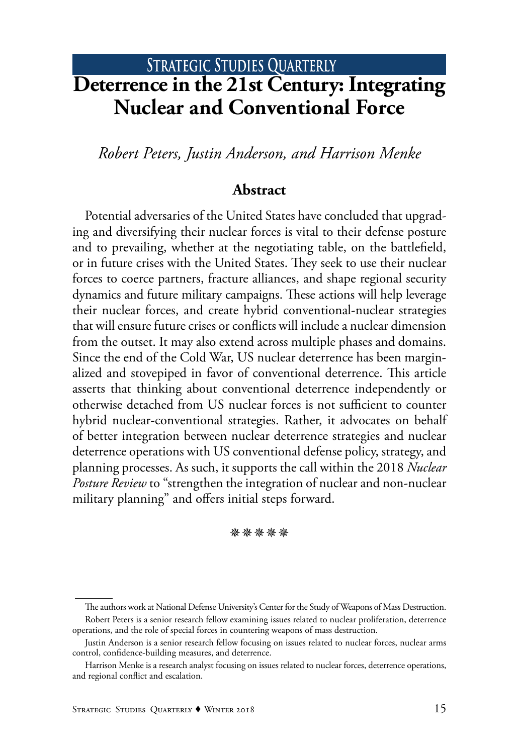STRATEGIC STUDIES QUARTERLY

# Deterrence in the 21st Century: Integrating Nuclear and Conventional Force

*Robert Peters, Justin Anderson, and Harrison Menke*

## Abstract

Potential adversaries of the United States have concluded that upgrading and diversifying their nuclear forces is vital to their defense posture and to prevailing, whether at the negotiating table, on the battlefield, or in future crises with the United States. They seek to use their nuclear forces to coerce partners, fracture alliances, and shape regional security dynamics and future military campaigns. These actions will help leverage their nuclear forces, and create hybrid conventional-nuclear strategies that will ensure future crises or conflicts will include a nuclear dimension from the outset. It may also extend across multiple phases and domains. Since the end of the Cold War, US nuclear deterrence has been marginalized and stovepiped in favor of conventional deterrence. This article asserts that thinking about conventional deterrence independently or otherwise detached from US nuclear forces is not sufficient to counter hybrid nuclear-conventional strategies. Rather, it advocates on behalf of better integration between nuclear deterrence strategies and nuclear deterrence operations with US conventional defense policy, strategy, and planning processes. As such, it supports the call within the 2018 *Nuclear Posture Review* to "strengthen the integration of nuclear and non-nuclear military planning" and offers initial steps forward.

✵✵✵✵✵

---

The authors work at National Defense University's Center for the Study of Weapons of Mass Destruction.

Robert Peters is a senior research fellow examining issues related to nuclear proliferation, deterrence operations, and the role of special forces in countering weapons of mass destruction.

Justin Anderson is a senior research fellow focusing on issues related to nuclear forces, nuclear arms control, confidence-building measures, and deterrence.

Harrison Menke is a research analyst focusing on issues related to nuclear forces, deterrence operations, and regional conflict and escalation.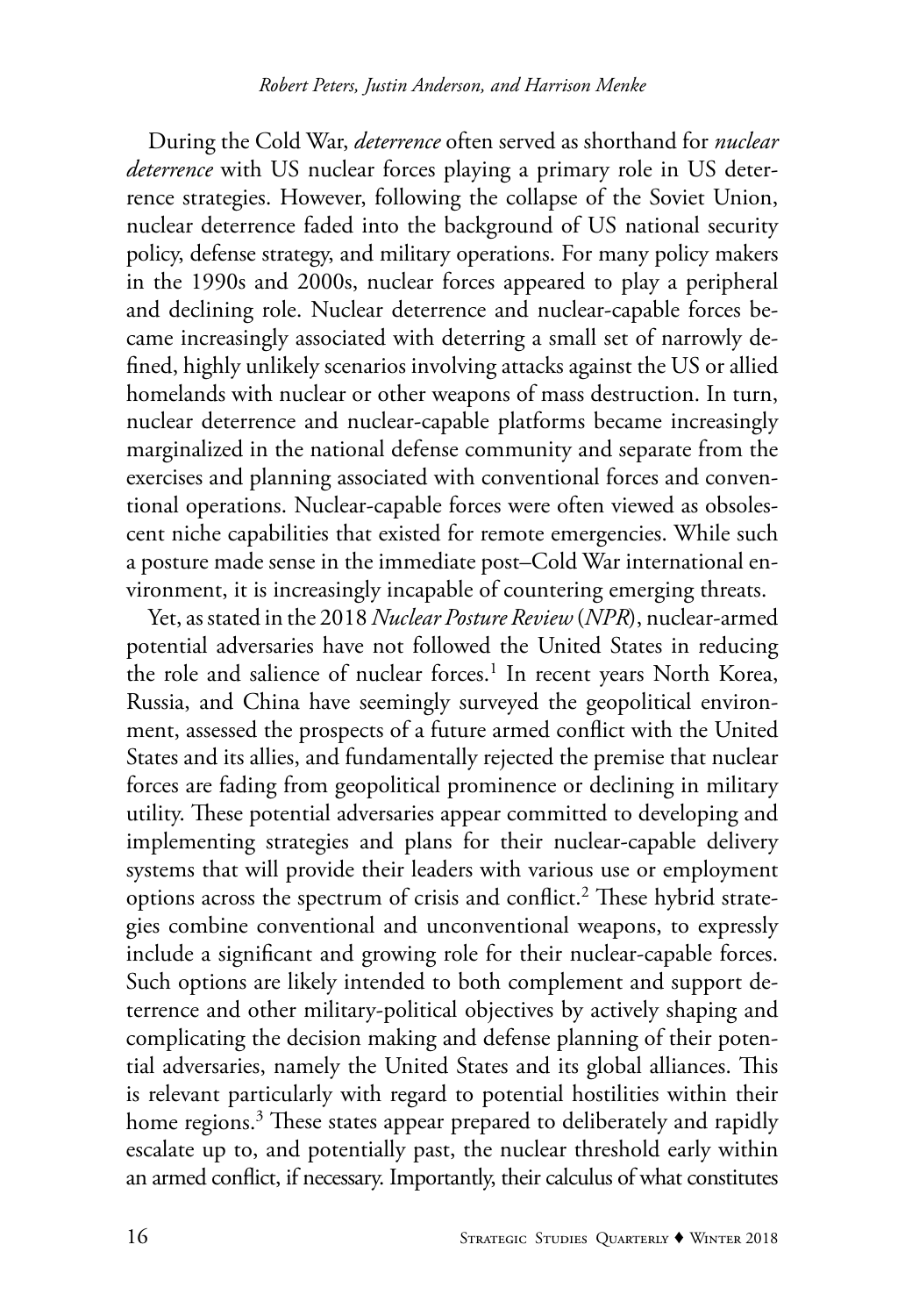During the Cold War, *deterrence* often served as shorthand for *nuclear deterrence* with US nuclear forces playing a primary role in US deterrence strategies. However, following the collapse of the Soviet Union, nuclear deterrence faded into the background of US national security policy, defense strategy, and military operations. For many policy makers in the 1990s and 2000s, nuclear forces appeared to play a peripheral and declining role. Nuclear deterrence and nuclear-capable forces became increasingly associated with deterring a small set of narrowly defined, highly unlikely scenarios involving attacks against the US or allied homelands with nuclear or other weapons of mass destruction. In turn, nuclear deterrence and nuclear-capable platforms became increasingly marginalized in the national defense community and separate from the exercises and planning associated with conventional forces and conventional operations. Nuclear-capable forces were often viewed as obsolescent niche capabilities that existed for remote emergencies. While such a posture made sense in the immediate post–Cold War international environment, it is increasingly incapable of countering emerging threats.

Yet, as stated in the 2018 *Nuclear Posture Review* (*NPR*), nuclear-armed potential adversaries have not followed the United States in reducing the role and salience of nuclear forces.[1] In recent years North Korea, Russia, and China have seemingly surveyed the geopolitical environment, assessed the prospects of a future armed conflict with the United States and its allies, and fundamentally rejected the premise that nuclear forces are fading from geopolitical prominence or declining in military utility. These potential adversaries appear committed to developing and implementing strategies and plans for their nuclear-capable delivery systems that will provide their leaders with various use or employment options across the spectrum of crisis and conflict.[2] These hybrid strategies combine conventional and unconventional weapons, to expressly include a significant and growing role for their nuclear-capable forces. Such options are likely intended to both complement and support deterrence and other military-political objectives by actively shaping and complicating the decision making and defense planning of their potential adversaries, namely the United States and its global alliances. This is relevant particularly with regard to potential hostilities within their home regions.[3] These states appear prepared to deliberately and rapidly escalate up to, and potentially past, the nuclear threshold early within an armed conflict, if necessary. Importantly, their calculus of what constitutes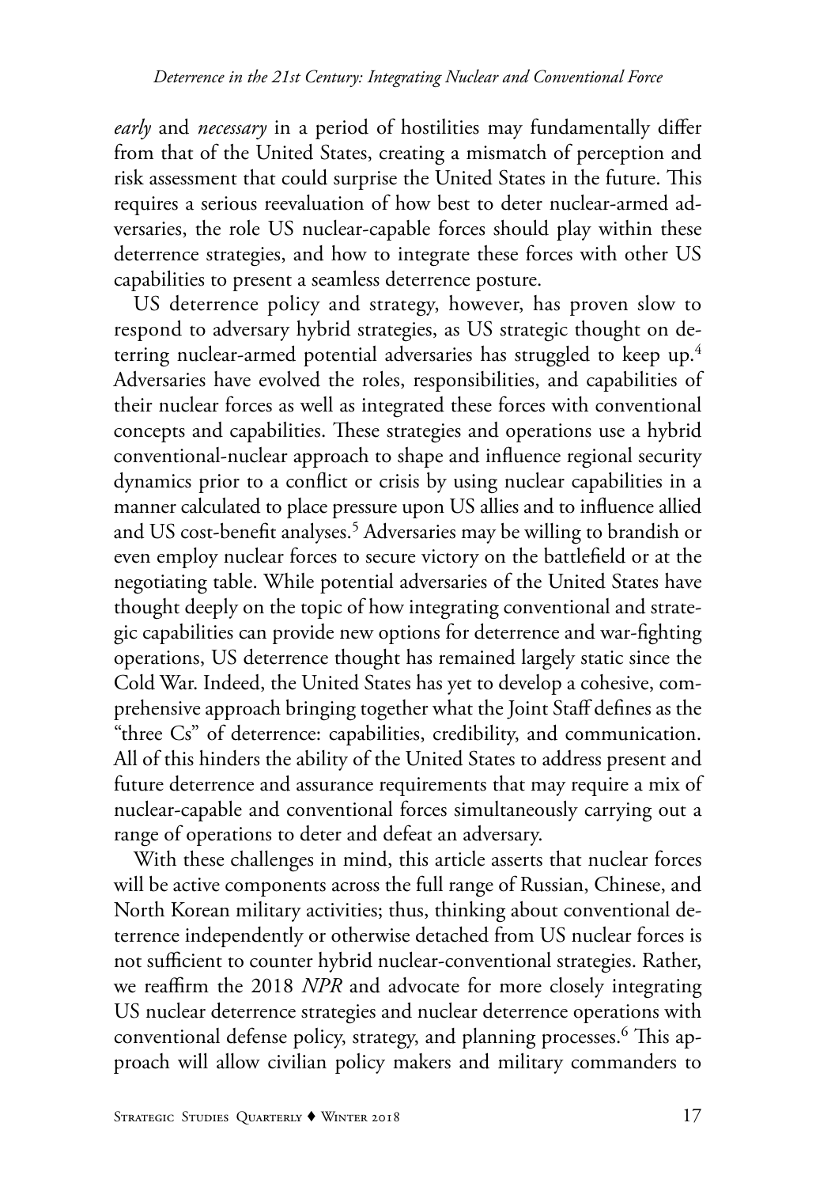*early* and *necessary* in a period of hostilities may fundamentally differ from that of the United States, creating a mismatch of perception and risk assessment that could surprise the United States in the future. This requires a serious reevaluation of how best to deter nuclear-armed adversaries, the role US nuclear-capable forces should play within these deterrence strategies, and how to integrate these forces with other US capabilities to present a seamless deterrence posture.

US deterrence policy and strategy, however, has proven slow to respond to adversary hybrid strategies, as US strategic thought on deterring nuclear-armed potential adversaries has struggled to keep up.[4] Adversaries have evolved the roles, responsibilities, and capabilities of their nuclear forces as well as integrated these forces with conventional concepts and capabilities. These strategies and operations use a hybrid conventional-nuclear approach to shape and influence regional security dynamics prior to a conflict or crisis by using nuclear capabilities in a manner calculated to place pressure upon US allies and to influence allied and US cost-benefit analyses.[5] Adversaries may be willing to brandish or even employ nuclear forces to secure victory on the battlefield or at the negotiating table. While potential adversaries of the United States have thought deeply on the topic of how integrating conventional and strategic capabilities can provide new options for deterrence and war-fighting operations, US deterrence thought has remained largely static since the Cold War. Indeed, the United States has yet to develop a cohesive, comprehensive approach bringing together what the Joint Staff defines as the "three Cs" of deterrence: capabilities, credibility, and communication. All of this hinders the ability of the United States to address present and future deterrence and assurance requirements that may require a mix of nuclear-capable and conventional forces simultaneously carrying out a range of operations to deter and defeat an adversary.

With these challenges in mind, this article asserts that nuclear forces will be active components across the full range of Russian, Chinese, and North Korean military activities; thus, thinking about conventional deterrence independently or otherwise detached from US nuclear forces is not sufficient to counter hybrid nuclear-conventional strategies. Rather, we reaffirm the 2018 *NPR* and advocate for more closely integrating US nuclear deterrence strategies and nuclear deterrence operations with conventional defense policy, strategy, and planning processes.[6] This approach will allow civilian policy makers and military commanders to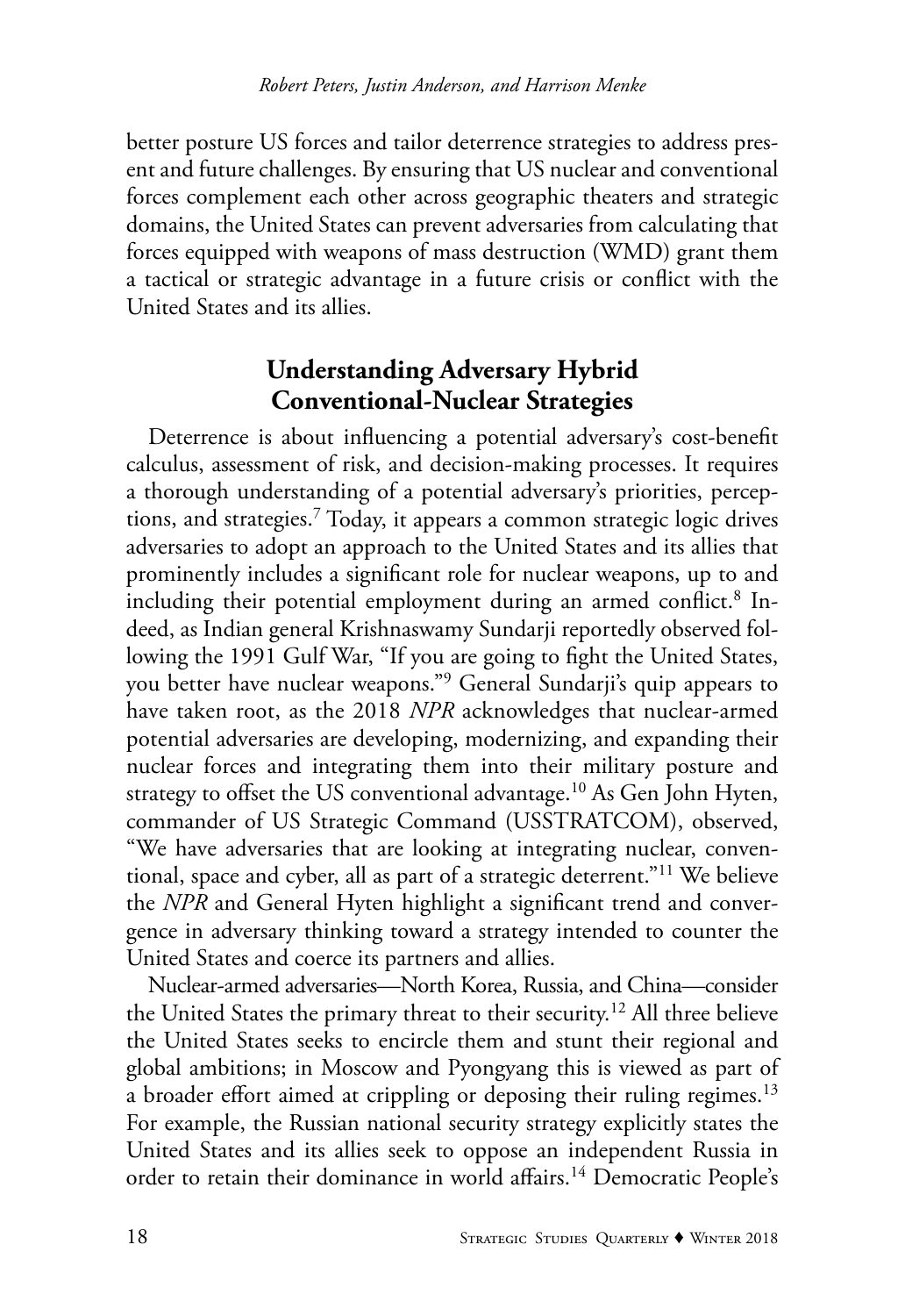better posture US forces and tailor deterrence strategies to address present and future challenges. By ensuring that US nuclear and conventional forces complement each other across geographic theaters and strategic domains, the United States can prevent adversaries from calculating that forces equipped with weapons of mass destruction (WMD) grant them a tactical or strategic advantage in a future crisis or conflict with the United States and its allies.

## Understanding Adversary Hybrid Conventional-Nuclear Strategies

Deterrence is about influencing a potential adversary's cost-benefit calculus, assessment of risk, and decision-making processes. It requires a thorough understanding of a potential adversary's priorities, perceptions, and strategies.[7] Today, it appears a common strategic logic drives adversaries to adopt an approach to the United States and its allies that prominently includes a significant role for nuclear weapons, up to and including their potential employment during an armed conflict.[8] Indeed, as Indian general Krishnaswamy Sundarji reportedly observed following the 1991 Gulf War, "If you are going to fight the United States, you better have nuclear weapons."[9] General Sundarji's quip appears to have taken root, as the 2018 *NPR* acknowledges that nuclear-armed potential adversaries are developing, modernizing, and expanding their nuclear forces and integrating them into their military posture and strategy to offset the US conventional advantage.[10] As Gen John Hyten, commander of US Strategic Command (USSTRATCOM), observed, "We have adversaries that are looking at integrating nuclear, conventional, space and cyber, all as part of a strategic deterrent."[11] We believe the *NPR* and General Hyten highlight a significant trend and convergence in adversary thinking toward a strategy intended to counter the United States and coerce its partners and allies.

Nuclear-armed adversaries—North Korea, Russia, and China—consider the United States the primary threat to their security.[12] All three believe the United States seeks to encircle them and stunt their regional and global ambitions; in Moscow and Pyongyang this is viewed as part of a broader effort aimed at crippling or deposing their ruling regimes.[13] For example, the Russian national security strategy explicitly states the United States and its allies seek to oppose an independent Russia in order to retain their dominance in world affairs.[14] Democratic People's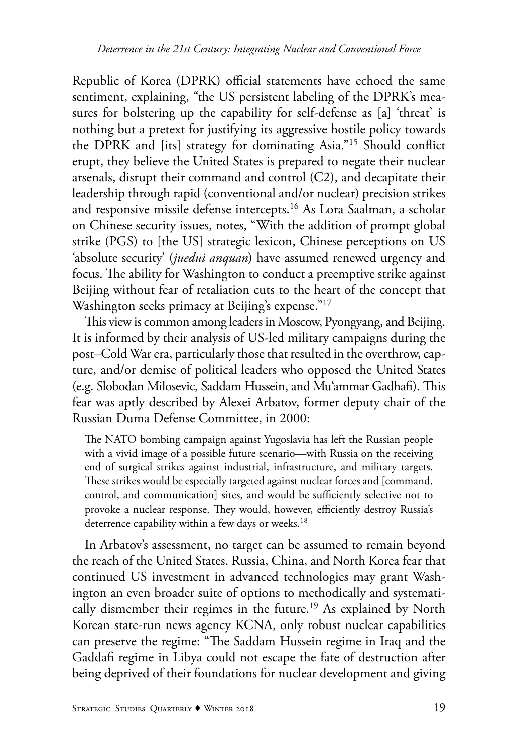Republic of Korea (DPRK) official statements have echoed the same sentiment, explaining, "the US persistent labeling of the DPRK's measures for bolstering up the capability for self-defense as [a] 'threat' is nothing but a pretext for justifying its aggressive hostile policy towards the DPRK and [its] strategy for dominating Asia."[15] Should conflict erupt, they believe the United States is prepared to negate their nuclear arsenals, disrupt their command and control (C2), and decapitate their leadership through rapid (conventional and/or nuclear) precision strikes and responsive missile defense intercepts.[16] As Lora Saalman, a scholar on Chinese security issues, notes, "With the addition of prompt global strike (PGS) to [the US] strategic lexicon, Chinese perceptions on US 'absolute security' (*juedui anquan*) have assumed renewed urgency and focus. The ability for Washington to conduct a preemptive strike against Beijing without fear of retaliation cuts to the heart of the concept that Washington seeks primacy at Beijing's expense."[17]

This view is common among leaders in Moscow, Pyongyang, and Beijing. It is informed by their analysis of US-led military campaigns during the post–Cold War era, particularly those that resulted in the overthrow, capture, and/or demise of political leaders who opposed the United States (e.g. Slobodan Milosevic, Saddam Hussein, and Mu'ammar Gadhafi). This fear was aptly described by Alexei Arbatov, former deputy chair of the Russian Duma Defense Committee, in 2000:

> The NATO bombing campaign against Yugoslavia has left the Russian people with a vivid image of a possible future scenario—with Russia on the receiving end of surgical strikes against industrial, infrastructure, and military targets. These strikes would be especially targeted against nuclear forces and [command, control, and communication] sites, and would be sufficiently selective not to provoke a nuclear response. They would, however, efficiently destroy Russia's deterrence capability within a few days or weeks.[18]

In Arbatov's assessment, no target can be assumed to remain beyond the reach of the United States. Russia, China, and North Korea fear that continued US investment in advanced technologies may grant Washington an even broader suite of options to methodically and systematically dismember their regimes in the future.[19] As explained by North Korean state-run news agency KCNA, only robust nuclear capabilities can preserve the regime: "The Saddam Hussein regime in Iraq and the Gaddafi regime in Libya could not escape the fate of destruction after being deprived of their foundations for nuclear development and giving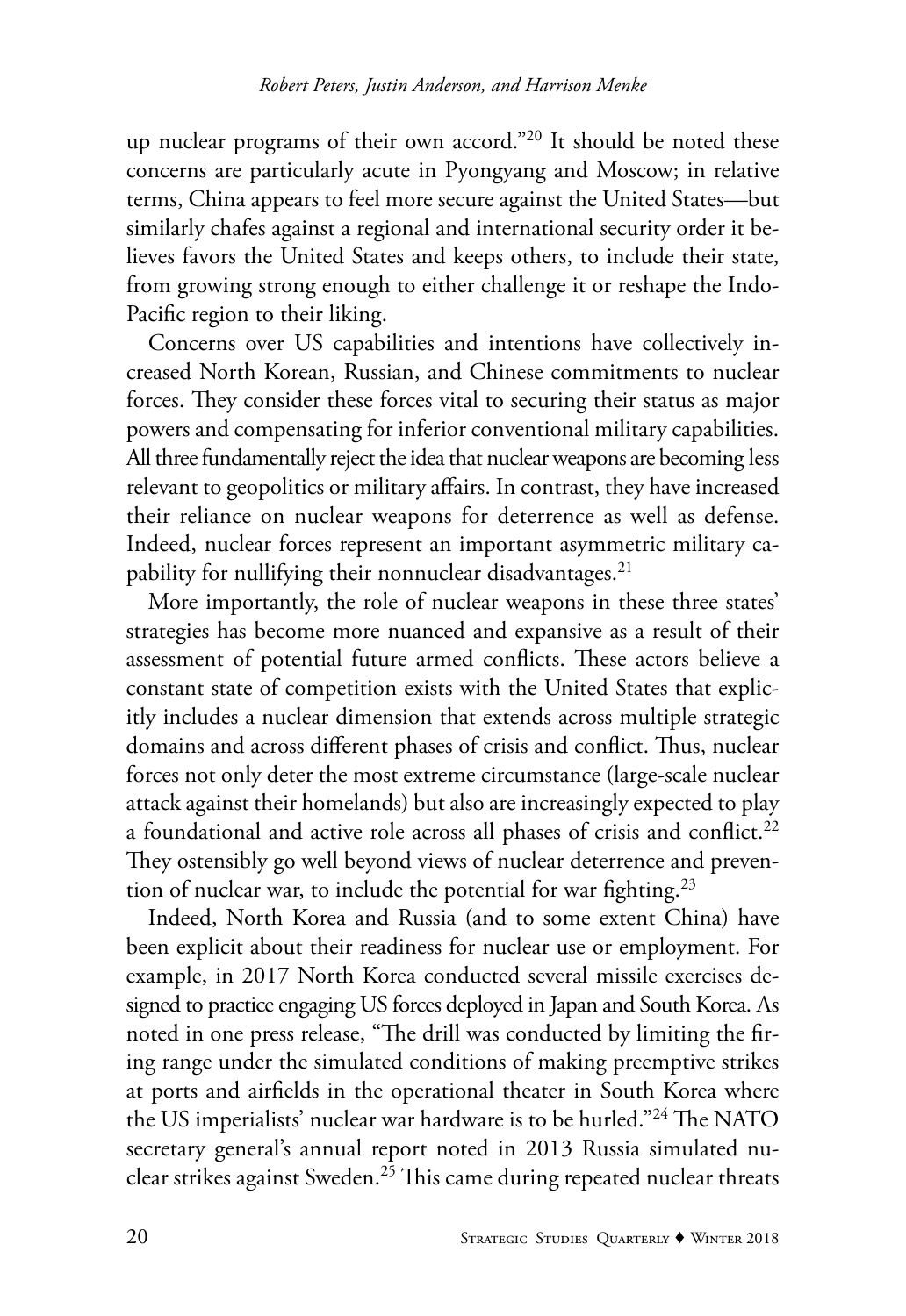up nuclear programs of their own accord."[20] It should be noted these concerns are particularly acute in Pyongyang and Moscow; in relative terms, China appears to feel more secure against the United States—but similarly chafes against a regional and international security order it believes favors the United States and keeps others, to include their state, from growing strong enough to either challenge it or reshape the Indo-Pacific region to their liking.

Concerns over US capabilities and intentions have collectively increased North Korean, Russian, and Chinese commitments to nuclear forces. They consider these forces vital to securing their status as major powers and compensating for inferior conventional military capabilities. All three fundamentally reject the idea that nuclear weapons are becoming less relevant to geopolitics or military affairs. In contrast, they have increased their reliance on nuclear weapons for deterrence as well as defense. Indeed, nuclear forces represent an important asymmetric military capability for nullifying their nonnuclear disadvantages.[21]

More importantly, the role of nuclear weapons in these three states' strategies has become more nuanced and expansive as a result of their assessment of potential future armed conflicts. These actors believe a constant state of competition exists with the United States that explicitly includes a nuclear dimension that extends across multiple strategic domains and across different phases of crisis and conflict. Thus, nuclear forces not only deter the most extreme circumstance (large-scale nuclear attack against their homelands) but also are increasingly expected to play a foundational and active role across all phases of crisis and conflict.[22] They ostensibly go well beyond views of nuclear deterrence and prevention of nuclear war, to include the potential for war fighting.[23]

Indeed, North Korea and Russia (and to some extent China) have been explicit about their readiness for nuclear use or employment. For example, in 2017 North Korea conducted several missile exercises designed to practice engaging US forces deployed in Japan and South Korea. As noted in one press release, "The drill was conducted by limiting the firing range under the simulated conditions of making preemptive strikes at ports and airfields in the operational theater in South Korea where the US imperialists' nuclear war hardware is to be hurled."[24] The NATO secretary general's annual report noted in 2013 Russia simulated nuclear strikes against Sweden.[25] This came during repeated nuclear threats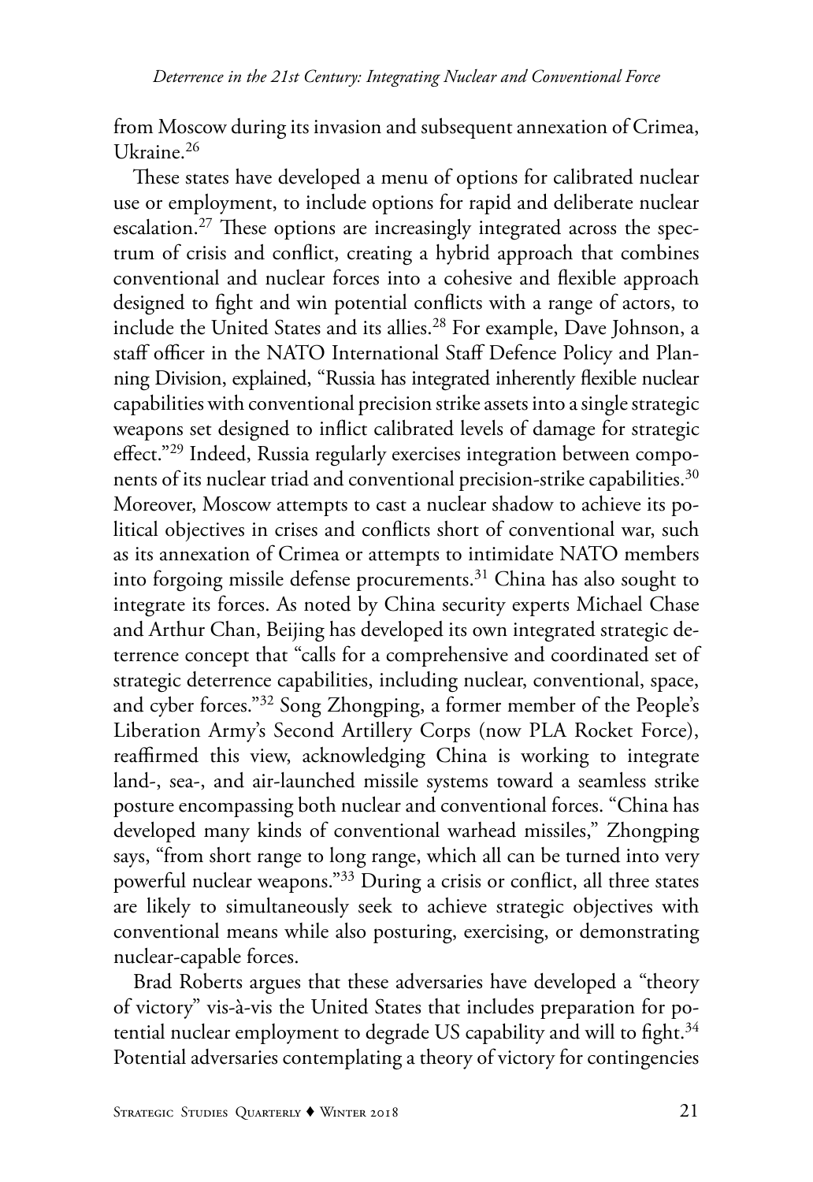from Moscow during its invasion and subsequent annexation of Crimea, Ukraine.[26]

These states have developed a menu of options for calibrated nuclear use or employment, to include options for rapid and deliberate nuclear escalation.[27] These options are increasingly integrated across the spectrum of crisis and conflict, creating a hybrid approach that combines conventional and nuclear forces into a cohesive and flexible approach designed to fight and win potential conflicts with a range of actors, to include the United States and its allies.[28] For example, Dave Johnson, a staff officer in the NATO International Staff Defence Policy and Planning Division, explained, "Russia has integrated inherently flexible nuclear capabilities with conventional precision strike assets into a single strategic weapons set designed to inflict calibrated levels of damage for strategic effect."[29] Indeed, Russia regularly exercises integration between components of its nuclear triad and conventional precision-strike capabilities.[30] Moreover, Moscow attempts to cast a nuclear shadow to achieve its political objectives in crises and conflicts short of conventional war, such as its annexation of Crimea or attempts to intimidate NATO members into forgoing missile defense procurements.[31] China has also sought to integrate its forces. As noted by China security experts Michael Chase and Arthur Chan, Beijing has developed its own integrated strategic deterrence concept that "calls for a comprehensive and coordinated set of strategic deterrence capabilities, including nuclear, conventional, space, and cyber forces."[32] Song Zhongping, a former member of the People's Liberation Army's Second Artillery Corps (now PLA Rocket Force), reaffirmed this view, acknowledging China is working to integrate land-, sea-, and air-launched missile systems toward a seamless strike posture encompassing both nuclear and conventional forces. "China has developed many kinds of conventional warhead missiles," Zhongping says, "from short range to long range, which all can be turned into very powerful nuclear weapons."[33] During a crisis or conflict, all three states are likely to simultaneously seek to achieve strategic objectives with conventional means while also posturing, exercising, or demonstrating nuclear-capable forces.

Brad Roberts argues that these adversaries have developed a "theory of victory" vis-à-vis the United States that includes preparation for potential nuclear employment to degrade US capability and will to fight.[34] Potential adversaries contemplating a theory of victory for contingencies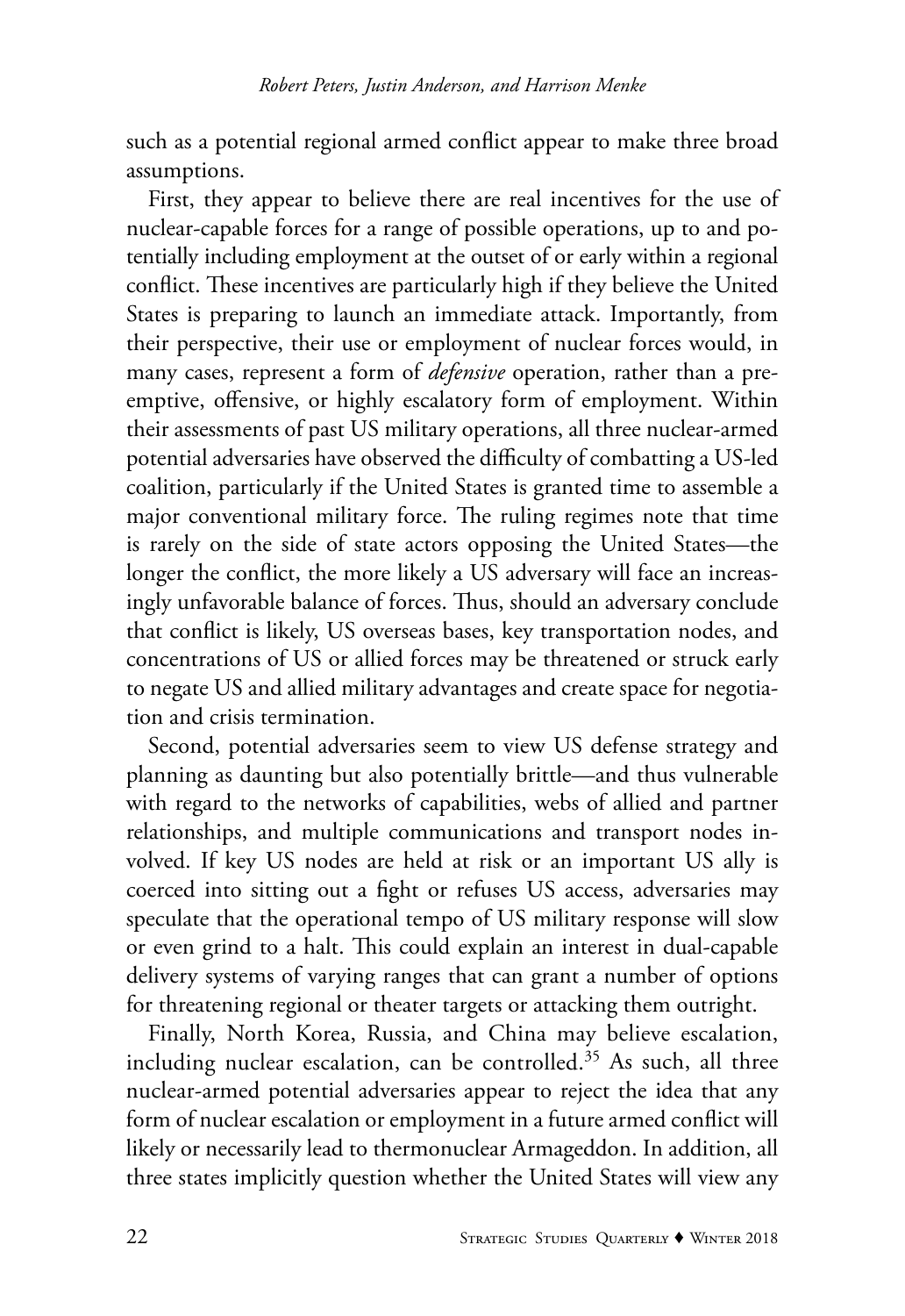such as a potential regional armed conflict appear to make three broad assumptions.

First, they appear to believe there are real incentives for the use of nuclear-capable forces for a range of possible operations, up to and potentially including employment at the outset of or early within a regional conflict. These incentives are particularly high if they believe the United States is preparing to launch an immediate attack. Importantly, from their perspective, their use or employment of nuclear forces would, in many cases, represent a form of *defensive* operation, rather than a preemptive, offensive, or highly escalatory form of employment. Within their assessments of past US military operations, all three nuclear-armed potential adversaries have observed the difficulty of combatting a US-led coalition, particularly if the United States is granted time to assemble a major conventional military force. The ruling regimes note that time is rarely on the side of state actors opposing the United States—the longer the conflict, the more likely a US adversary will face an increasingly unfavorable balance of forces. Thus, should an adversary conclude that conflict is likely, US overseas bases, key transportation nodes, and concentrations of US or allied forces may be threatened or struck early to negate US and allied military advantages and create space for negotiation and crisis termination.

Second, potential adversaries seem to view US defense strategy and planning as daunting but also potentially brittle—and thus vulnerable with regard to the networks of capabilities, webs of allied and partner relationships, and multiple communications and transport nodes involved. If key US nodes are held at risk or an important US ally is coerced into sitting out a fight or refuses US access, adversaries may speculate that the operational tempo of US military response will slow or even grind to a halt. This could explain an interest in dual-capable delivery systems of varying ranges that can grant a number of options for threatening regional or theater targets or attacking them outright.

Finally, North Korea, Russia, and China may believe escalation, including nuclear escalation, can be controlled.[35] As such, all three nuclear-armed potential adversaries appear to reject the idea that any form of nuclear escalation or employment in a future armed conflict will likely or necessarily lead to thermonuclear Armageddon. In addition, all three states implicitly question whether the United States will view any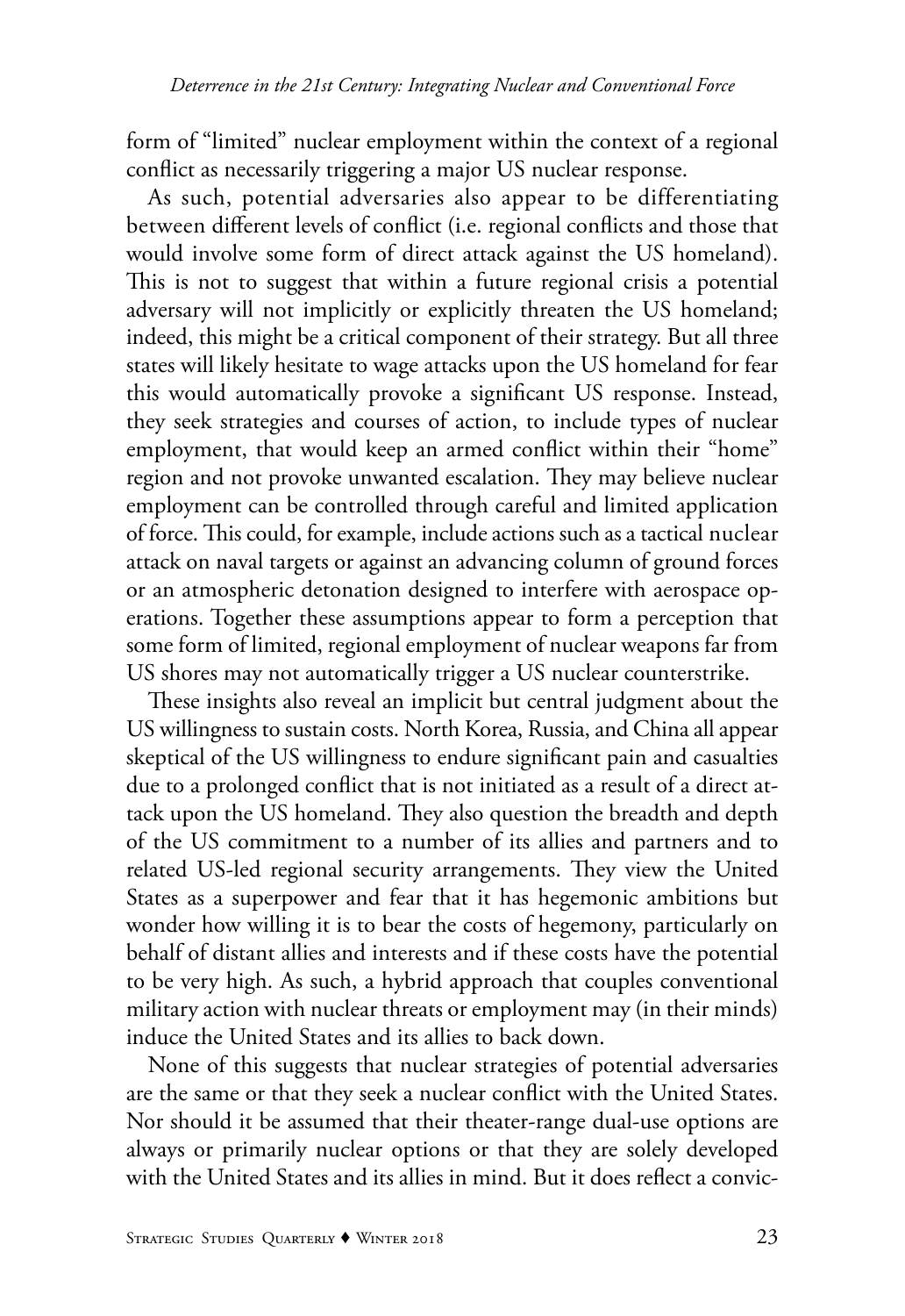form of "limited" nuclear employment within the context of a regional conflict as necessarily triggering a major US nuclear response.

As such, potential adversaries also appear to be differentiating between different levels of conflict (i.e. regional conflicts and those that would involve some form of direct attack against the US homeland). This is not to suggest that within a future regional crisis a potential adversary will not implicitly or explicitly threaten the US homeland; indeed, this might be a critical component of their strategy. But all three states will likely hesitate to wage attacks upon the US homeland for fear this would automatically provoke a significant US response. Instead, they seek strategies and courses of action, to include types of nuclear employment, that would keep an armed conflict within their "home" region and not provoke unwanted escalation. They may believe nuclear employment can be controlled through careful and limited application of force. This could, for example, include actions such as a tactical nuclear attack on naval targets or against an advancing column of ground forces or an atmospheric detonation designed to interfere with aerospace operations. Together these assumptions appear to form a perception that some form of limited, regional employment of nuclear weapons far from US shores may not automatically trigger a US nuclear counterstrike.

These insights also reveal an implicit but central judgment about the US willingness to sustain costs. North Korea, Russia, and China all appear skeptical of the US willingness to endure significant pain and casualties due to a prolonged conflict that is not initiated as a result of a direct attack upon the US homeland. They also question the breadth and depth of the US commitment to a number of its allies and partners and to related US-led regional security arrangements. They view the United States as a superpower and fear that it has hegemonic ambitions but wonder how willing it is to bear the costs of hegemony, particularly on behalf of distant allies and interests and if these costs have the potential to be very high. As such, a hybrid approach that couples conventional military action with nuclear threats or employment may (in their minds) induce the United States and its allies to back down.

None of this suggests that nuclear strategies of potential adversaries are the same or that they seek a nuclear conflict with the United States. Nor should it be assumed that their theater-range dual-use options are always or primarily nuclear options or that they are solely developed with the United States and its allies in mind. But it does reflect a convic-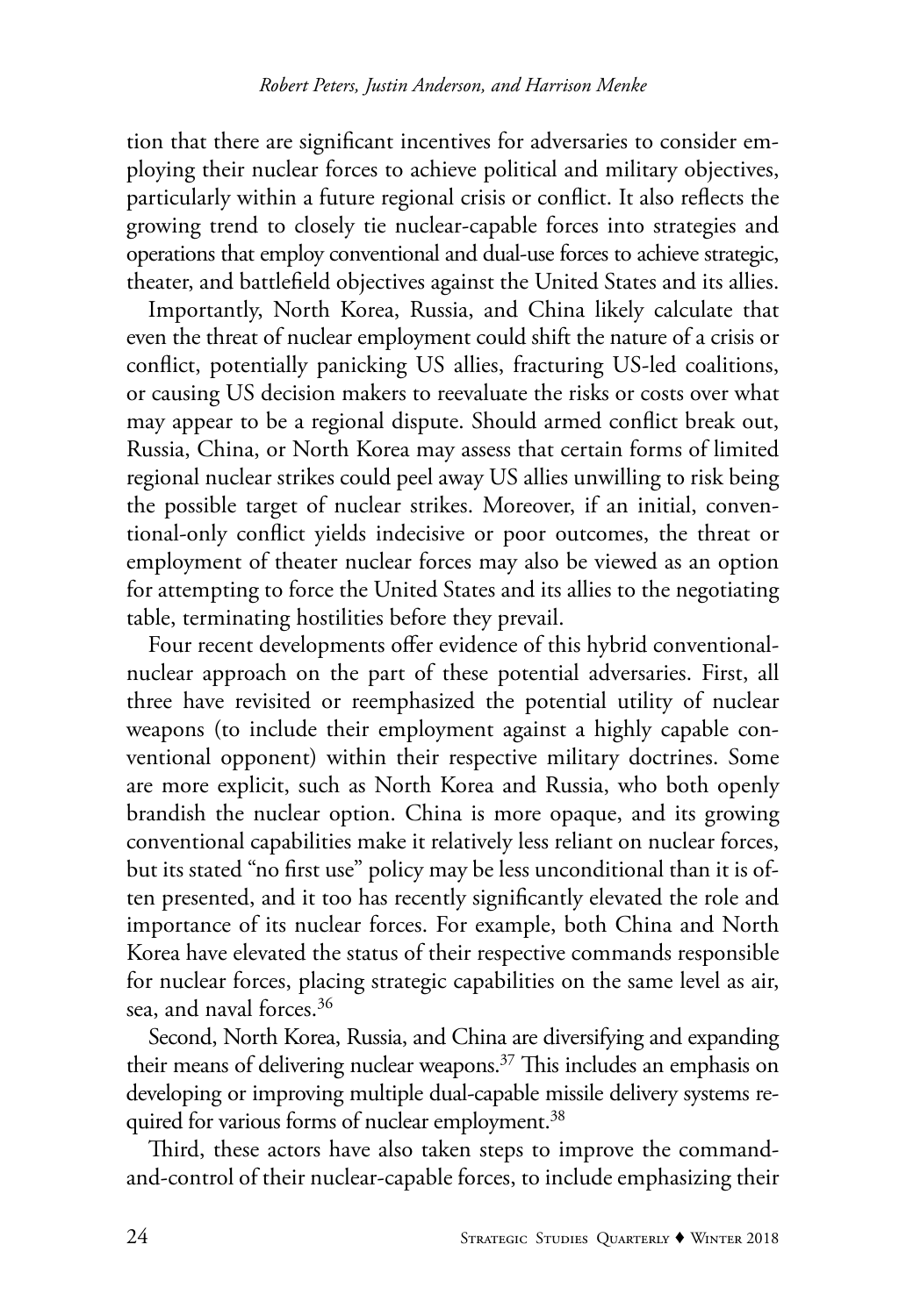tion that there are significant incentives for adversaries to consider employing their nuclear forces to achieve political and military objectives, particularly within a future regional crisis or conflict. It also reflects the growing trend to closely tie nuclear-capable forces into strategies and operations that employ conventional and dual-use forces to achieve strategic, theater, and battlefield objectives against the United States and its allies.

Importantly, North Korea, Russia, and China likely calculate that even the threat of nuclear employment could shift the nature of a crisis or conflict, potentially panicking US allies, fracturing US-led coalitions, or causing US decision makers to reevaluate the risks or costs over what may appear to be a regional dispute. Should armed conflict break out, Russia, China, or North Korea may assess that certain forms of limited regional nuclear strikes could peel away US allies unwilling to risk being the possible target of nuclear strikes. Moreover, if an initial, conventional-only conflict yields indecisive or poor outcomes, the threat or employment of theater nuclear forces may also be viewed as an option for attempting to force the United States and its allies to the negotiating table, terminating hostilities before they prevail.

Four recent developments offer evidence of this hybrid conventional-nuclear approach on the part of these potential adversaries. First, all three have revisited or reemphasized the potential utility of nuclear weapons (to include their employment against a highly capable conventional opponent) within their respective military doctrines. Some are more explicit, such as North Korea and Russia, who both openly brandish the nuclear option. China is more opaque, and its growing conventional capabilities make it relatively less reliant on nuclear forces, but its stated "no first use" policy may be less unconditional than it is often presented, and it too has recently significantly elevated the role and importance of its nuclear forces. For example, both China and North Korea have elevated the status of their respective commands responsible for nuclear forces, placing strategic capabilities on the same level as air, sea, and naval forces.[36]

Second, North Korea, Russia, and China are diversifying and expanding their means of delivering nuclear weapons.[37] This includes an emphasis on developing or improving multiple dual-capable missile delivery systems required for various forms of nuclear employment.[38]

Third, these actors have also taken steps to improve the command-and-control of their nuclear-capable forces, to include emphasizing their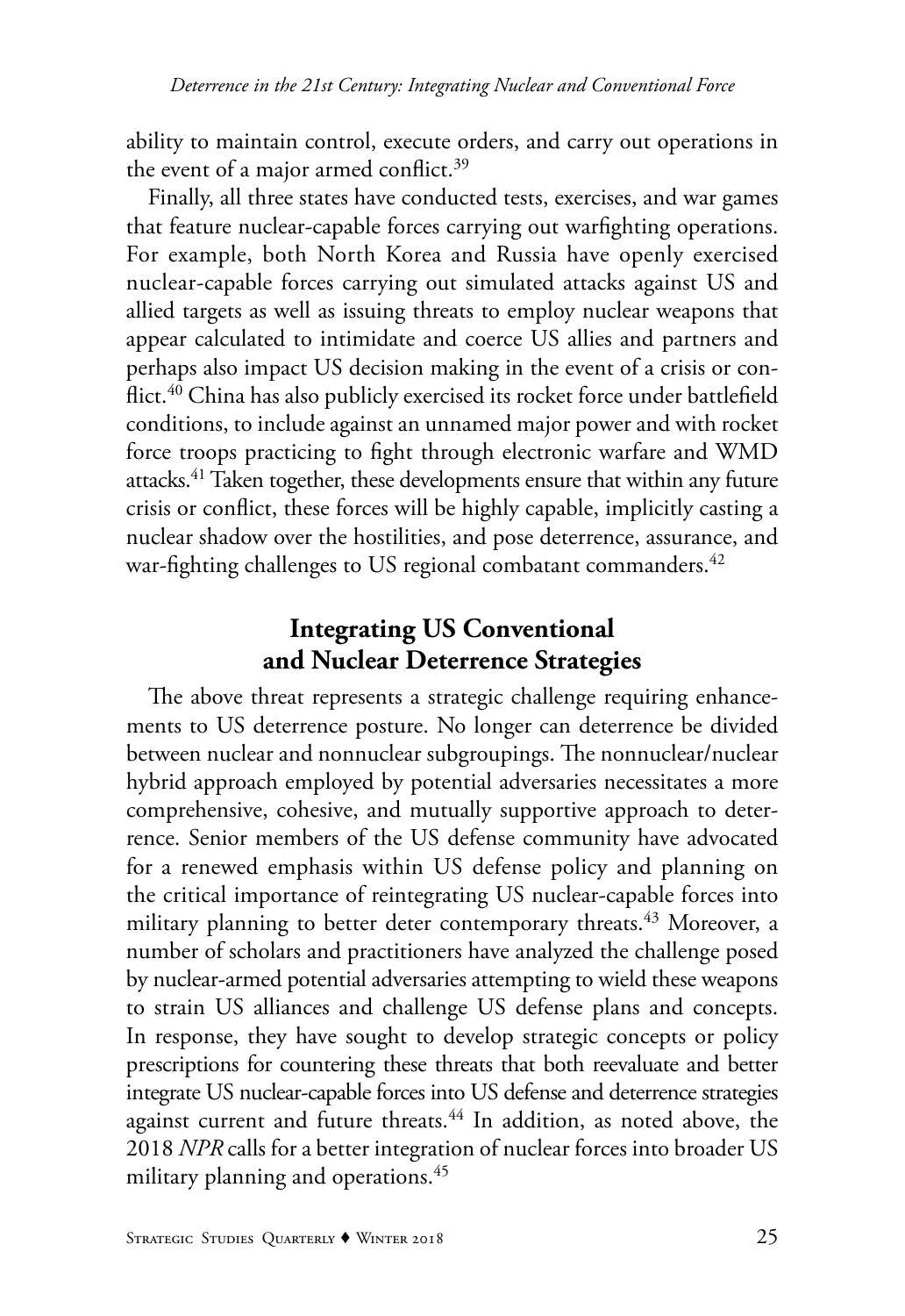ability to maintain control, execute orders, and carry out operations in the event of a major armed conflict.[39]

Finally, all three states have conducted tests, exercises, and war games that feature nuclear-capable forces carrying out warfighting operations. For example, both North Korea and Russia have openly exercised nuclear-capable forces carrying out simulated attacks against US and allied targets as well as issuing threats to employ nuclear weapons that appear calculated to intimidate and coerce US allies and partners and perhaps also impact US decision making in the event of a crisis or conflict.[40] China has also publicly exercised its rocket force under battlefield conditions, to include against an unnamed major power and with rocket force troops practicing to fight through electronic warfare and WMD attacks.[41] Taken together, these developments ensure that within any future crisis or conflict, these forces will be highly capable, implicitly casting a nuclear shadow over the hostilities, and pose deterrence, assurance, and war-fighting challenges to US regional combatant commanders.[42]

## Integrating US Conventional and Nuclear Deterrence Strategies

The above threat represents a strategic challenge requiring enhancements to US deterrence posture. No longer can deterrence be divided between nuclear and nonnuclear subgroupings. The nonnuclear/nuclear hybrid approach employed by potential adversaries necessitates a more comprehensive, cohesive, and mutually supportive approach to deterrence. Senior members of the US defense community have advocated for a renewed emphasis within US defense policy and planning on the critical importance of reintegrating US nuclear-capable forces into military planning to better deter contemporary threats.[43] Moreover, a number of scholars and practitioners have analyzed the challenge posed by nuclear-armed potential adversaries attempting to wield these weapons to strain US alliances and challenge US defense plans and concepts. In response, they have sought to develop strategic concepts or policy prescriptions for countering these threats that both reevaluate and better integrate US nuclear-capable forces into US defense and deterrence strategies against current and future threats.[44] In addition, as noted above, the 2018 *NPR* calls for a better integration of nuclear forces into broader US military planning and operations.[45]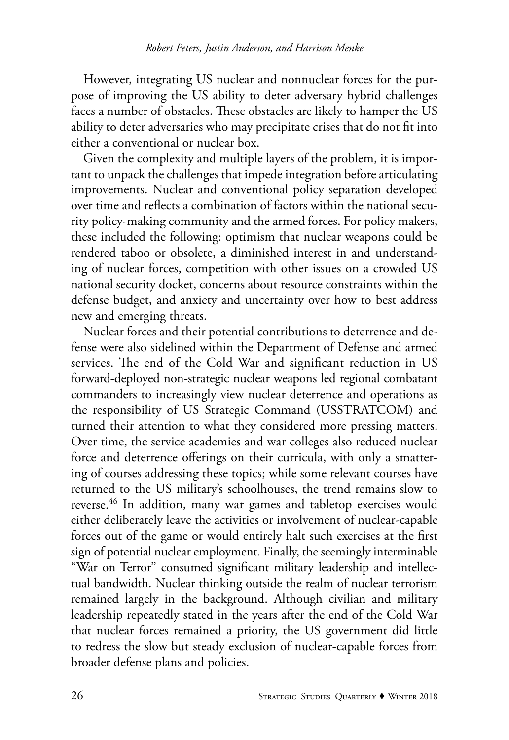However, integrating US nuclear and nonnuclear forces for the purpose of improving the US ability to deter adversary hybrid challenges faces a number of obstacles. These obstacles are likely to hamper the US ability to deter adversaries who may precipitate crises that do not fit into either a conventional or nuclear box.

Given the complexity and multiple layers of the problem, it is important to unpack the challenges that impede integration before articulating improvements. Nuclear and conventional policy separation developed over time and reflects a combination of factors within the national security policy-making community and the armed forces. For policy makers, these included the following: optimism that nuclear weapons could be rendered taboo or obsolete, a diminished interest in and understanding of nuclear forces, competition with other issues on a crowded US national security docket, concerns about resource constraints within the defense budget, and anxiety and uncertainty over how to best address new and emerging threats.

Nuclear forces and their potential contributions to deterrence and defense were also sidelined within the Department of Defense and armed services. The end of the Cold War and significant reduction in US forward-deployed non-strategic nuclear weapons led regional combatant commanders to increasingly view nuclear deterrence and operations as the responsibility of US Strategic Command (USSTRATCOM) and turned their attention to what they considered more pressing matters. Over time, the service academies and war colleges also reduced nuclear force and deterrence offerings on their curricula, with only a smattering of courses addressing these topics; while some relevant courses have returned to the US military's schoolhouses, the trend remains slow to reverse.[46] In addition, many war games and tabletop exercises would either deliberately leave the activities or involvement of nuclear-capable forces out of the game or would entirely halt such exercises at the first sign of potential nuclear employment. Finally, the seemingly interminable "War on Terror" consumed significant military leadership and intellectual bandwidth. Nuclear thinking outside the realm of nuclear terrorism remained largely in the background. Although civilian and military leadership repeatedly stated in the years after the end of the Cold War that nuclear forces remained a priority, the US government did little to redress the slow but steady exclusion of nuclear-capable forces from broader defense plans and policies.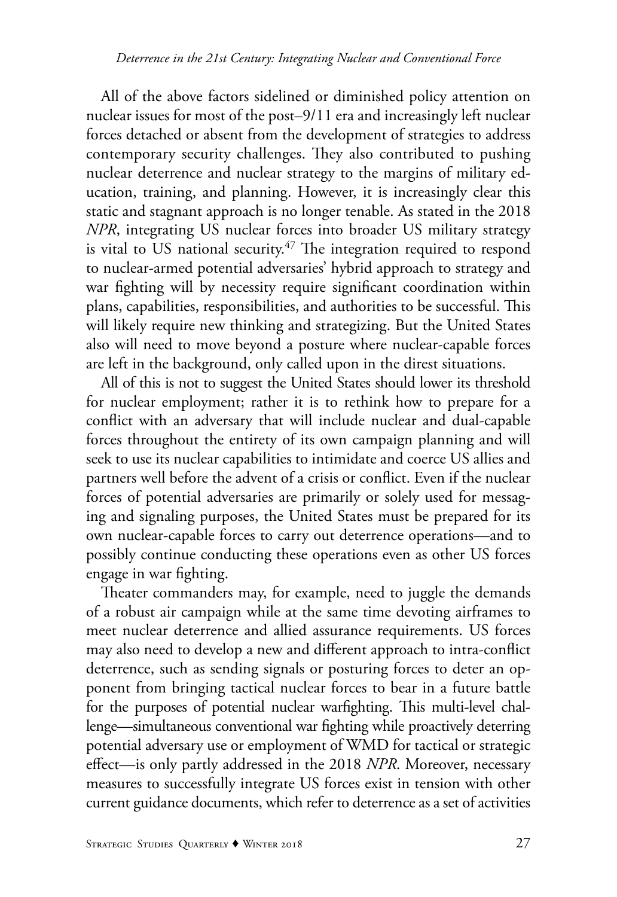All of the above factors sidelined or diminished policy attention on nuclear issues for most of the post–9/11 era and increasingly left nuclear forces detached or absent from the development of strategies to address contemporary security challenges. They also contributed to pushing nuclear deterrence and nuclear strategy to the margins of military education, training, and planning. However, it is increasingly clear this static and stagnant approach is no longer tenable. As stated in the 2018 *NPR*, integrating US nuclear forces into broader US military strategy is vital to US national security.[47] The integration required to respond to nuclear-armed potential adversaries' hybrid approach to strategy and war fighting will by necessity require significant coordination within plans, capabilities, responsibilities, and authorities to be successful. This will likely require new thinking and strategizing. But the United States also will need to move beyond a posture where nuclear-capable forces are left in the background, only called upon in the direst situations.

All of this is not to suggest the United States should lower its threshold for nuclear employment; rather it is to rethink how to prepare for a conflict with an adversary that will include nuclear and dual-capable forces throughout the entirety of its own campaign planning and will seek to use its nuclear capabilities to intimidate and coerce US allies and partners well before the advent of a crisis or conflict. Even if the nuclear forces of potential adversaries are primarily or solely used for messaging and signaling purposes, the United States must be prepared for its own nuclear-capable forces to carry out deterrence operations—and to possibly continue conducting these operations even as other US forces engage in war fighting.

Theater commanders may, for example, need to juggle the demands of a robust air campaign while at the same time devoting airframes to meet nuclear deterrence and allied assurance requirements. US forces may also need to develop a new and different approach to intra-conflict deterrence, such as sending signals or posturing forces to deter an opponent from bringing tactical nuclear forces to bear in a future battle for the purposes of potential nuclear warfighting. This multi-level challenge—simultaneous conventional war fighting while proactively deterring potential adversary use or employment of WMD for tactical or strategic effect—is only partly addressed in the 2018 *NPR*. Moreover, necessary measures to successfully integrate US forces exist in tension with other current guidance documents, which refer to deterrence as a set of activities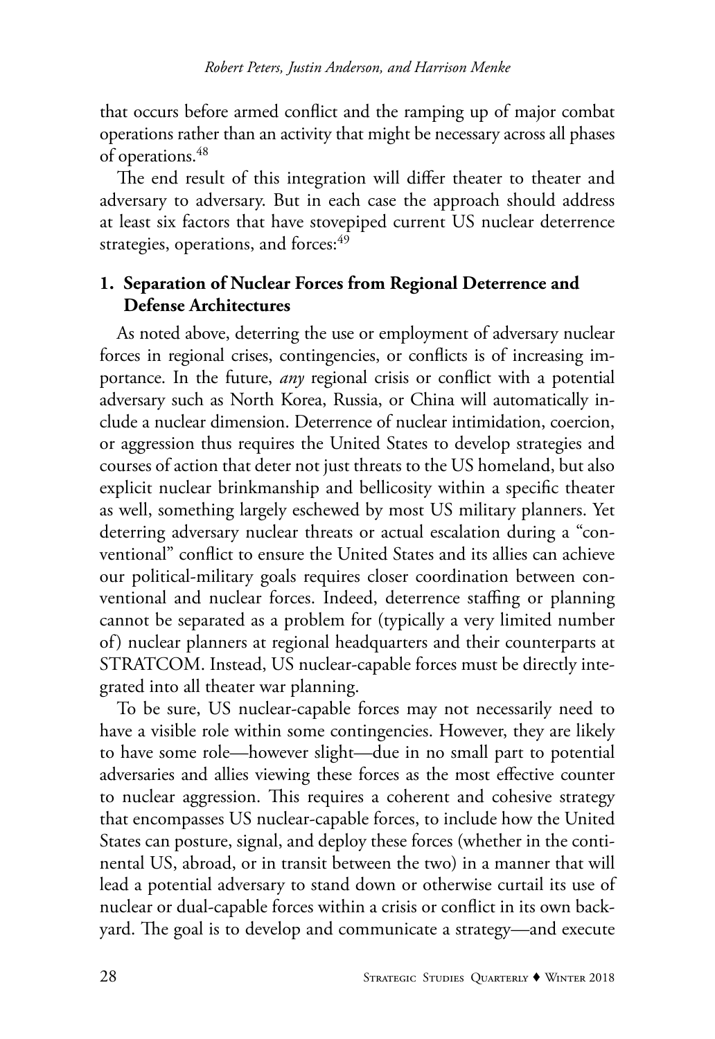that occurs before armed conflict and the ramping up of major combat operations rather than an activity that might be necessary across all phases of operations.[48]

The end result of this integration will differ theater to theater and adversary to adversary. But in each case the approach should address at least six factors that have stovepiped current US nuclear deterrence strategies, operations, and forces:[49]

### 1. Separation of Nuclear Forces from Regional Deterrence and Defense Architectures

As noted above, deterring the use or employment of adversary nuclear forces in regional crises, contingencies, or conflicts is of increasing importance. In the future, *any* regional crisis or conflict with a potential adversary such as North Korea, Russia, or China will automatically include a nuclear dimension. Deterrence of nuclear intimidation, coercion, or aggression thus requires the United States to develop strategies and courses of action that deter not just threats to the US homeland, but also explicit nuclear brinkmanship and bellicosity within a specific theater as well, something largely eschewed by most US military planners. Yet deterring adversary nuclear threats or actual escalation during a "conventional" conflict to ensure the United States and its allies can achieve our political-military goals requires closer coordination between conventional and nuclear forces. Indeed, deterrence staffing or planning cannot be separated as a problem for (typically a very limited number of) nuclear planners at regional headquarters and their counterparts at STRATCOM. Instead, US nuclear-capable forces must be directly integrated into all theater war planning.

To be sure, US nuclear-capable forces may not necessarily need to have a visible role within some contingencies. However, they are likely to have some role—however slight—due in no small part to potential adversaries and allies viewing these forces as the most effective counter to nuclear aggression. This requires a coherent and cohesive strategy that encompasses US nuclear-capable forces, to include how the United States can posture, signal, and deploy these forces (whether in the continental US, abroad, or in transit between the two) in a manner that will lead a potential adversary to stand down or otherwise curtail its use of nuclear or dual-capable forces within a crisis or conflict in its own backyard. The goal is to develop and communicate a strategy—and execute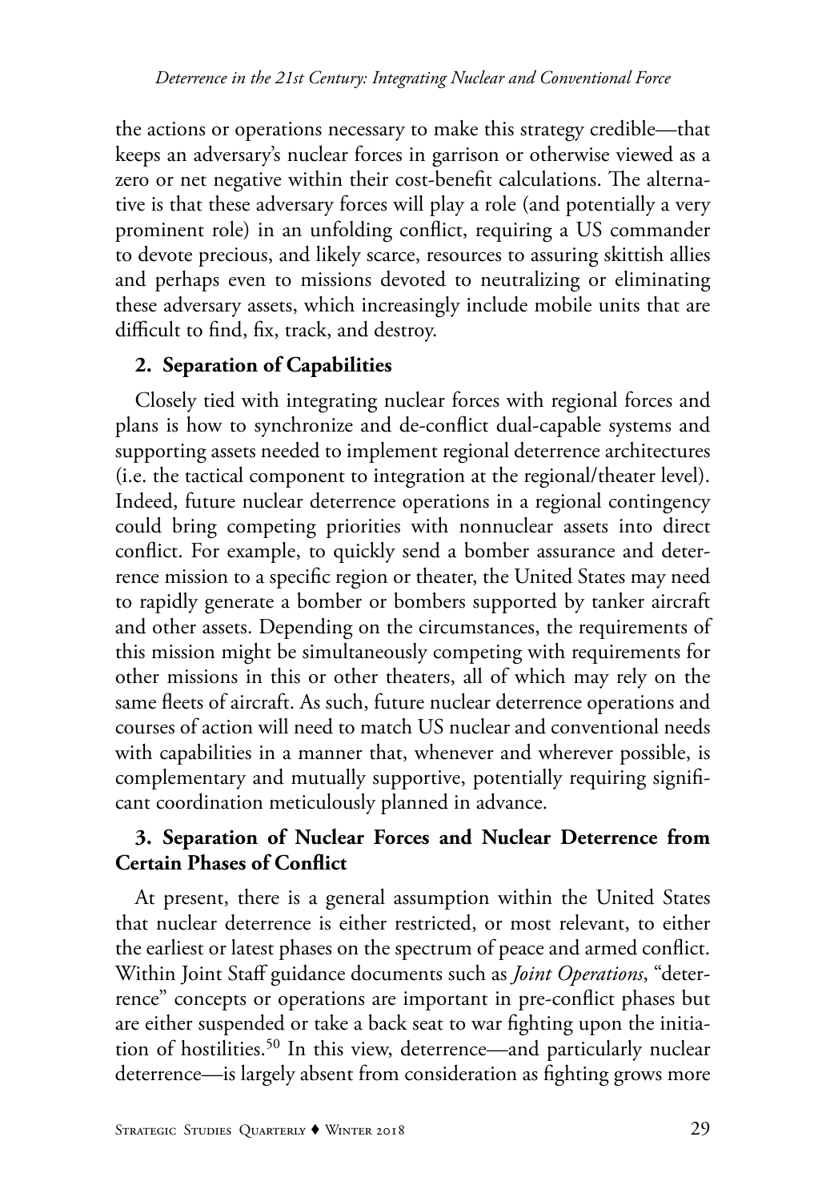the actions or operations necessary to make this strategy credible—that keeps an adversary's nuclear forces in garrison or otherwise viewed as a zero or net negative within their cost-benefit calculations. The alternative is that these adversary forces will play a role (and potentially a very prominent role) in an unfolding conflict, requiring a US commander to devote precious, and likely scarce, resources to assuring skittish allies and perhaps even to missions devoted to neutralizing or eliminating these adversary assets, which increasingly include mobile units that are difficult to find, fix, track, and destroy.

**2. Separation of Capabilities**

Closely tied with integrating nuclear forces with regional forces and plans is how to synchronize and de-conflict dual-capable systems and supporting assets needed to implement regional deterrence architectures (i.e. the tactical component to integration at the regional/theater level). Indeed, future nuclear deterrence operations in a regional contingency could bring competing priorities with nonnuclear assets into direct conflict. For example, to quickly send a bomber assurance and deterrence mission to a specific region or theater, the United States may need to rapidly generate a bomber or bombers supported by tanker aircraft and other assets. Depending on the circumstances, the requirements of this mission might be simultaneously competing with requirements for other missions in this or other theaters, all of which may rely on the same fleets of aircraft. As such, future nuclear deterrence operations and courses of action will need to match US nuclear and conventional needs with capabilities in a manner that, whenever and wherever possible, is complementary and mutually supportive, potentially requiring significant coordination meticulously planned in advance.

**3. Separation of Nuclear Forces and Nuclear Deterrence from Certain Phases of Conflict**

At present, there is a general assumption within the United States that nuclear deterrence is either restricted, or most relevant, to either the earliest or latest phases on the spectrum of peace and armed conflict. Within Joint Staff guidance documents such as *Joint Operations*, "deterrence" concepts or operations are important in pre-conflict phases but are either suspended or take a back seat to war fighting upon the initiation of hostilities.[50] In this view, deterrence—and particularly nuclear deterrence—is largely absent from consideration as fighting grows more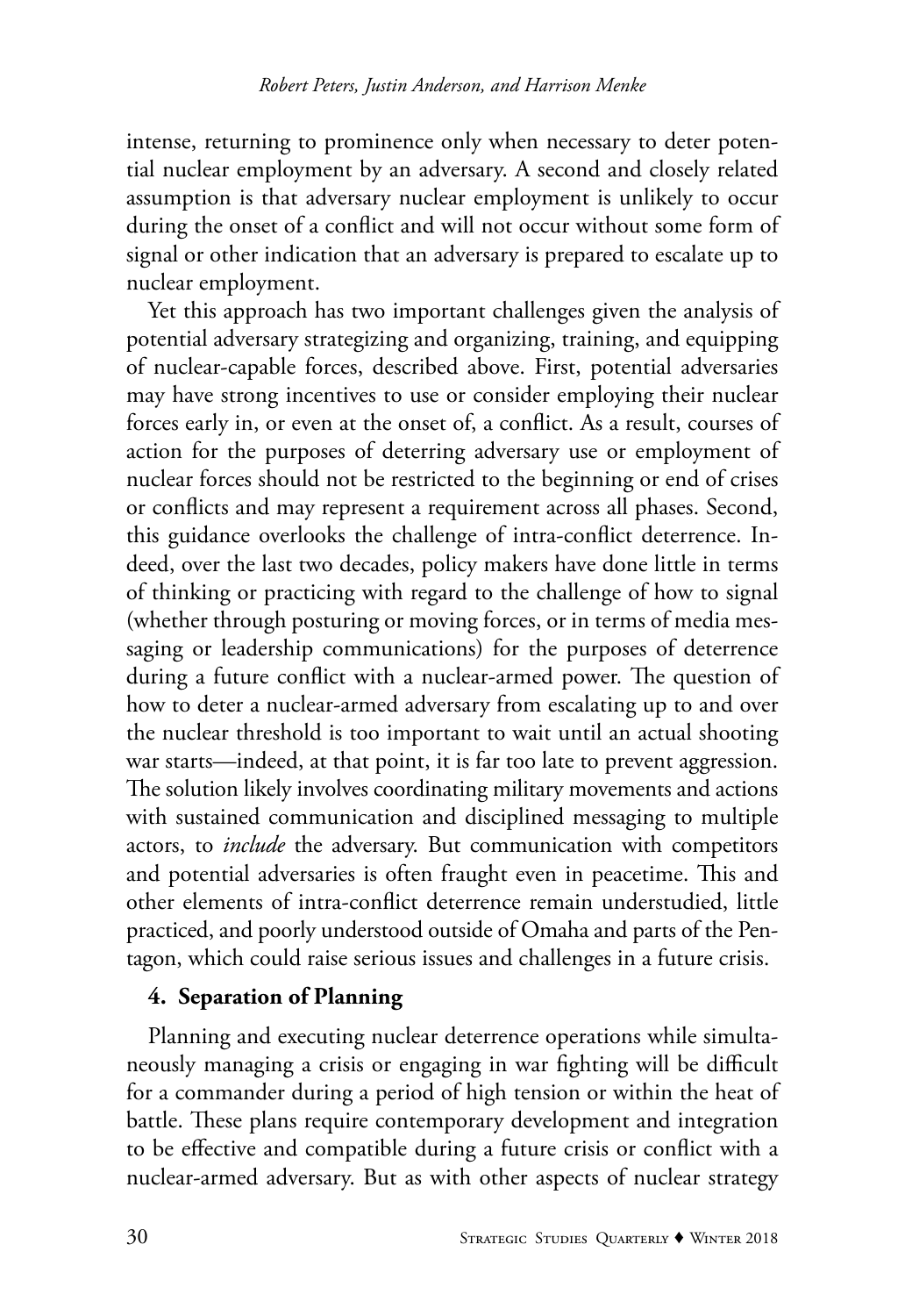intense, returning to prominence only when necessary to deter potential nuclear employment by an adversary. A second and closely related assumption is that adversary nuclear employment is unlikely to occur during the onset of a conflict and will not occur without some form of signal or other indication that an adversary is prepared to escalate up to nuclear employment.

Yet this approach has two important challenges given the analysis of potential adversary strategizing and organizing, training, and equipping of nuclear-capable forces, described above. First, potential adversaries may have strong incentives to use or consider employing their nuclear forces early in, or even at the onset of, a conflict. As a result, courses of action for the purposes of deterring adversary use or employment of nuclear forces should not be restricted to the beginning or end of crises or conflicts and may represent a requirement across all phases. Second, this guidance overlooks the challenge of intra-conflict deterrence. Indeed, over the last two decades, policy makers have done little in terms of thinking or practicing with regard to the challenge of how to signal (whether through posturing or moving forces, or in terms of media messaging or leadership communications) for the purposes of deterrence during a future conflict with a nuclear-armed power. The question of how to deter a nuclear-armed adversary from escalating up to and over the nuclear threshold is too important to wait until an actual shooting war starts—indeed, at that point, it is far too late to prevent aggression. The solution likely involves coordinating military movements and actions with sustained communication and disciplined messaging to multiple actors, to *include* the adversary. But communication with competitors and potential adversaries is often fraught even in peacetime. This and other elements of intra-conflict deterrence remain understudied, little practiced, and poorly understood outside of Omaha and parts of the Pentagon, which could raise serious issues and challenges in a future crisis.

### 4. Separation of Planning

Planning and executing nuclear deterrence operations while simultaneously managing a crisis or engaging in war fighting will be difficult for a commander during a period of high tension or within the heat of battle. These plans require contemporary development and integration to be effective and compatible during a future crisis or conflict with a nuclear-armed adversary. But as with other aspects of nuclear strategy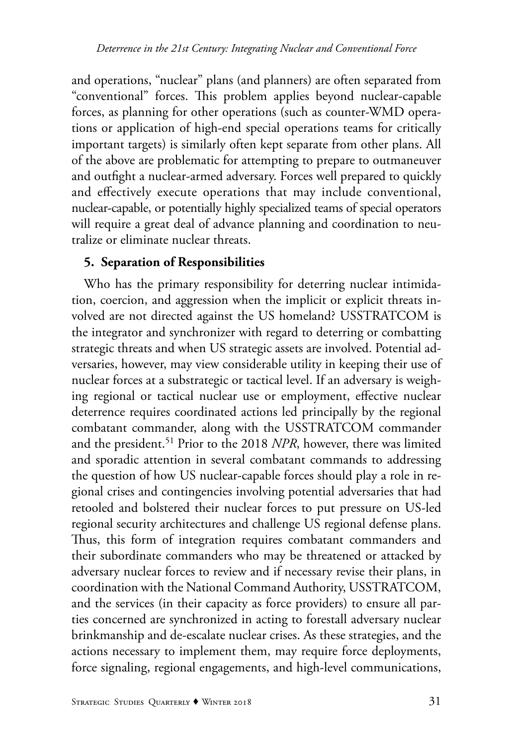and operations, "nuclear" plans (and planners) are often separated from "conventional" forces. This problem applies beyond nuclear-capable forces, as planning for other operations (such as counter-WMD operations or application of high-end special operations teams for critically important targets) is similarly often kept separate from other plans. All of the above are problematic for attempting to prepare to outmaneuver and outfight a nuclear-armed adversary. Forces well prepared to quickly and effectively execute operations that may include conventional, nuclear-capable, or potentially highly specialized teams of special operators will require a great deal of advance planning and coordination to neutralize or eliminate nuclear threats.

### 5. Separation of Responsibilities

Who has the primary responsibility for deterring nuclear intimidation, coercion, and aggression when the implicit or explicit threats involved are not directed against the US homeland? USSTRATCOM is the integrator and synchronizer with regard to deterring or combatting strategic threats and when US strategic assets are involved. Potential adversaries, however, may view considerable utility in keeping their use of nuclear forces at a substrategic or tactical level. If an adversary is weighing regional or tactical nuclear use or employment, effective nuclear deterrence requires coordinated actions led principally by the regional combatant commander, along with the USSTRATCOM commander and the president.[51] Prior to the 2018 *NPR*, however, there was limited and sporadic attention in several combatant commands to addressing the question of how US nuclear-capable forces should play a role in regional crises and contingencies involving potential adversaries that had retooled and bolstered their nuclear forces to put pressure on US-led regional security architectures and challenge US regional defense plans. Thus, this form of integration requires combatant commanders and their subordinate commanders who may be threatened or attacked by adversary nuclear forces to review and if necessary revise their plans, in coordination with the National Command Authority, USSTRATCOM, and the services (in their capacity as force providers) to ensure all parties concerned are synchronized in acting to forestall adversary nuclear brinkmanship and de-escalate nuclear crises. As these strategies, and the actions necessary to implement them, may require force deployments, force signaling, regional engagements, and high-level communications,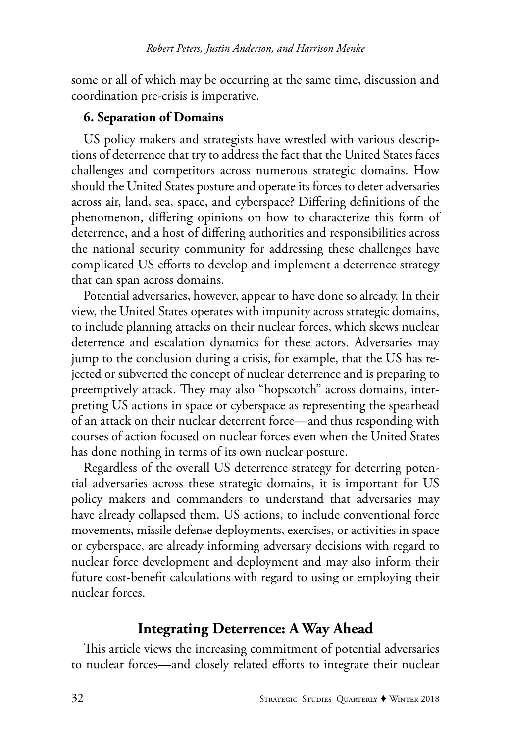some or all of which may be occurring at the same time, discussion and coordination pre-crisis is imperative.

**6. Separation of Domains**

US policy makers and strategists have wrestled with various descriptions of deterrence that try to address the fact that the United States faces challenges and competitors across numerous strategic domains. How should the United States posture and operate its forces to deter adversaries across air, land, sea, space, and cyberspace? Differing definitions of the phenomenon, differing opinions on how to characterize this form of deterrence, and a host of differing authorities and responsibilities across the national security community for addressing these challenges have complicated US efforts to develop and implement a deterrence strategy that can span across domains.

Potential adversaries, however, appear to have done so already. In their view, the United States operates with impunity across strategic domains, to include planning attacks on their nuclear forces, which skews nuclear deterrence and escalation dynamics for these actors. Adversaries may jump to the conclusion during a crisis, for example, that the US has rejected or subverted the concept of nuclear deterrence and is preparing to preemptively attack. They may also "hopscotch" across domains, interpreting US actions in space or cyberspace as representing the spearhead of an attack on their nuclear deterrent force—and thus responding with courses of action focused on nuclear forces even when the United States has done nothing in terms of its own nuclear posture.

Regardless of the overall US deterrence strategy for deterring potential adversaries across these strategic domains, it is important for US policy makers and commanders to understand that adversaries may have already collapsed them. US actions, to include conventional force movements, missile defense deployments, exercises, or activities in space or cyberspace, are already informing adversary decisions with regard to nuclear force development and deployment and may also inform their future cost-benefit calculations with regard to using or employing their nuclear forces.

## Integrating Deterrence: A Way Ahead

This article views the increasing commitment of potential adversaries to nuclear forces—and closely related efforts to integrate their nuclear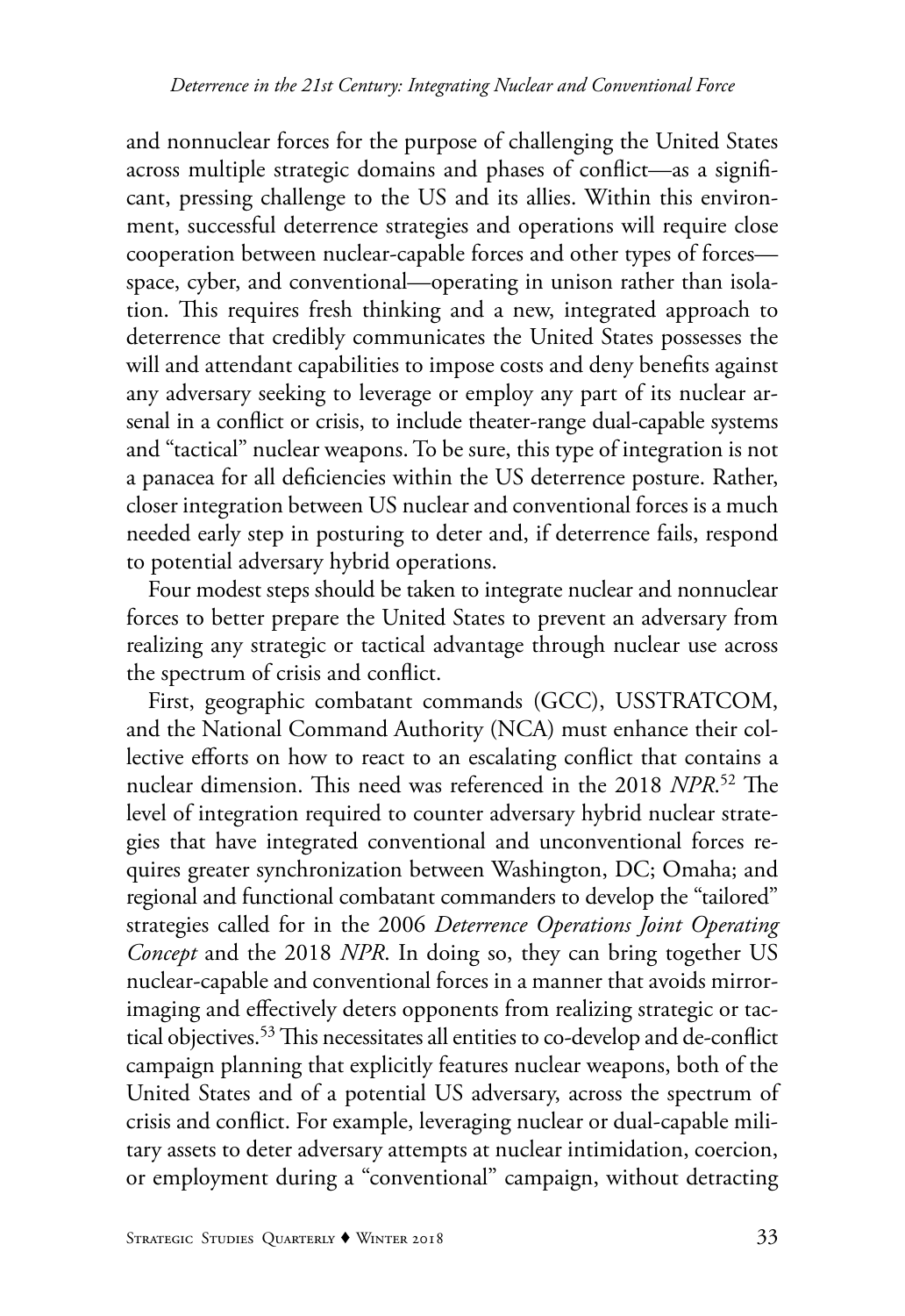and nonnuclear forces for the purpose of challenging the United States across multiple strategic domains and phases of conflict—as a significant, pressing challenge to the US and its allies. Within this environment, successful deterrence strategies and operations will require close cooperation between nuclear-capable forces and other types of forces—space, cyber, and conventional—operating in unison rather than isolation. This requires fresh thinking and a new, integrated approach to deterrence that credibly communicates the United States possesses the will and attendant capabilities to impose costs and deny benefits against any adversary seeking to leverage or employ any part of its nuclear arsenal in a conflict or crisis, to include theater-range dual-capable systems and "tactical" nuclear weapons. To be sure, this type of integration is not a panacea for all deficiencies within the US deterrence posture. Rather, closer integration between US nuclear and conventional forces is a much needed early step in posturing to deter and, if deterrence fails, respond to potential adversary hybrid operations.

Four modest steps should be taken to integrate nuclear and nonnuclear forces to better prepare the United States to prevent an adversary from realizing any strategic or tactical advantage through nuclear use across the spectrum of crisis and conflict.

First, geographic combatant commands (GCC), USSTRATCOM, and the National Command Authority (NCA) must enhance their collective efforts on how to react to an escalating conflict that contains a nuclear dimension. This need was referenced in the 2018 *NPR*.[52] The level of integration required to counter adversary hybrid nuclear strategies that have integrated conventional and unconventional forces requires greater synchronization between Washington, DC; Omaha; and regional and functional combatant commanders to develop the "tailored" strategies called for in the 2006 *Deterrence Operations Joint Operating Concept* and the 2018 *NPR*. In doing so, they can bring together US nuclear-capable and conventional forces in a manner that avoids mirror-imaging and effectively deters opponents from realizing strategic or tactical objectives.[53] This necessitates all entities to co-develop and de-conflict campaign planning that explicitly features nuclear weapons, both of the United States and of a potential US adversary, across the spectrum of crisis and conflict. For example, leveraging nuclear or dual-capable military assets to deter adversary attempts at nuclear intimidation, coercion, or employment during a "conventional" campaign, without detracting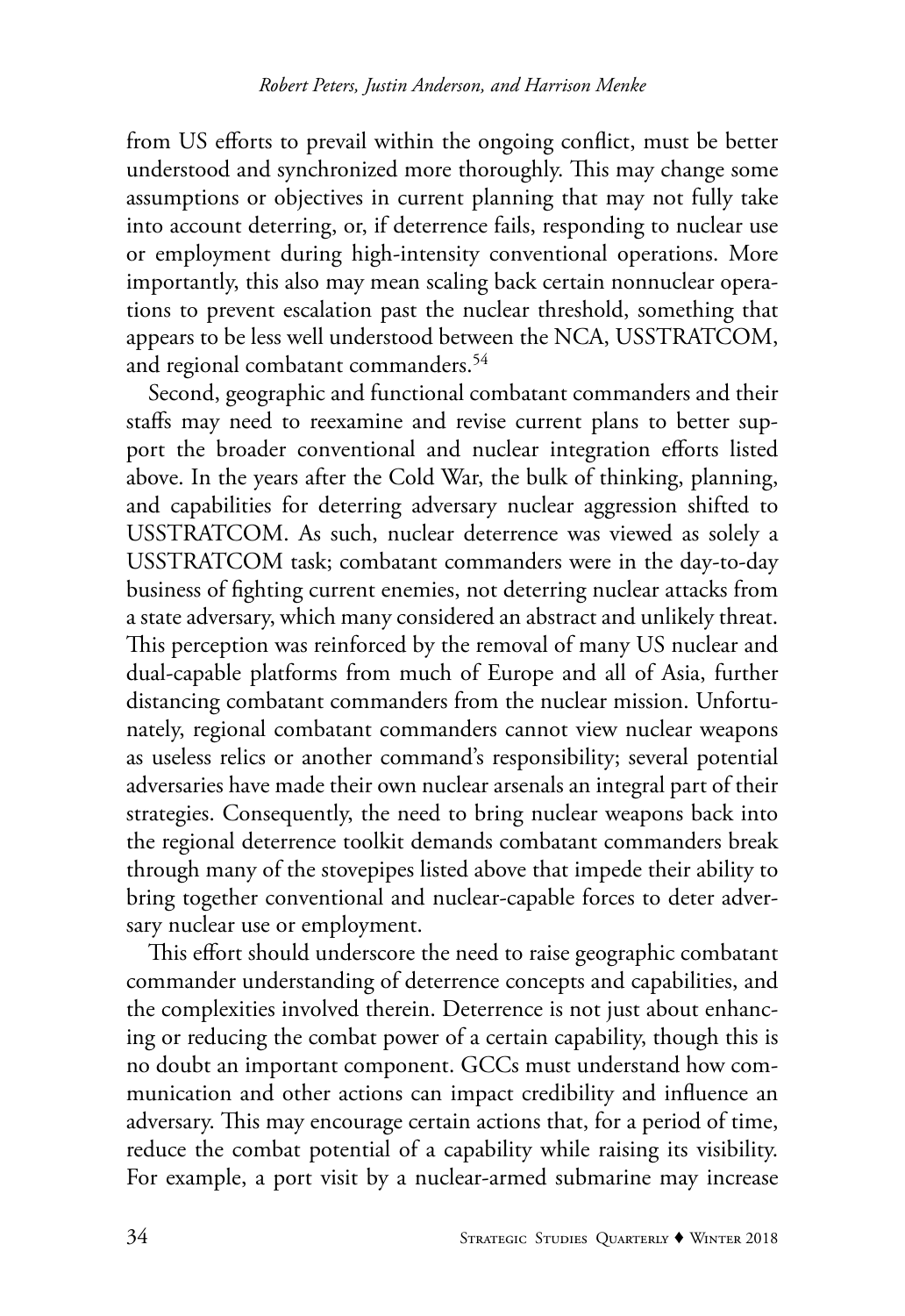from US efforts to prevail within the ongoing conflict, must be better understood and synchronized more thoroughly. This may change some assumptions or objectives in current planning that may not fully take into account deterring, or, if deterrence fails, responding to nuclear use or employment during high-intensity conventional operations. More importantly, this also may mean scaling back certain nonnuclear operations to prevent escalation past the nuclear threshold, something that appears to be less well understood between the NCA, USSTRATCOM, and regional combatant commanders.[54]

Second, geographic and functional combatant commanders and their staffs may need to reexamine and revise current plans to better support the broader conventional and nuclear integration efforts listed above. In the years after the Cold War, the bulk of thinking, planning, and capabilities for deterring adversary nuclear aggression shifted to USSTRATCOM. As such, nuclear deterrence was viewed as solely a USSTRATCOM task; combatant commanders were in the day-to-day business of fighting current enemies, not deterring nuclear attacks from a state adversary, which many considered an abstract and unlikely threat. This perception was reinforced by the removal of many US nuclear and dual-capable platforms from much of Europe and all of Asia, further distancing combatant commanders from the nuclear mission. Unfortunately, regional combatant commanders cannot view nuclear weapons as useless relics or another command's responsibility; several potential adversaries have made their own nuclear arsenals an integral part of their strategies. Consequently, the need to bring nuclear weapons back into the regional deterrence toolkit demands combatant commanders break through many of the stovepipes listed above that impede their ability to bring together conventional and nuclear-capable forces to deter adversary nuclear use or employment.

This effort should underscore the need to raise geographic combatant commander understanding of deterrence concepts and capabilities, and the complexities involved therein. Deterrence is not just about enhancing or reducing the combat power of a certain capability, though this is no doubt an important component. GCCs must understand how communication and other actions can impact credibility and influence an adversary. This may encourage certain actions that, for a period of time, reduce the combat potential of a capability while raising its visibility. For example, a port visit by a nuclear-armed submarine may increase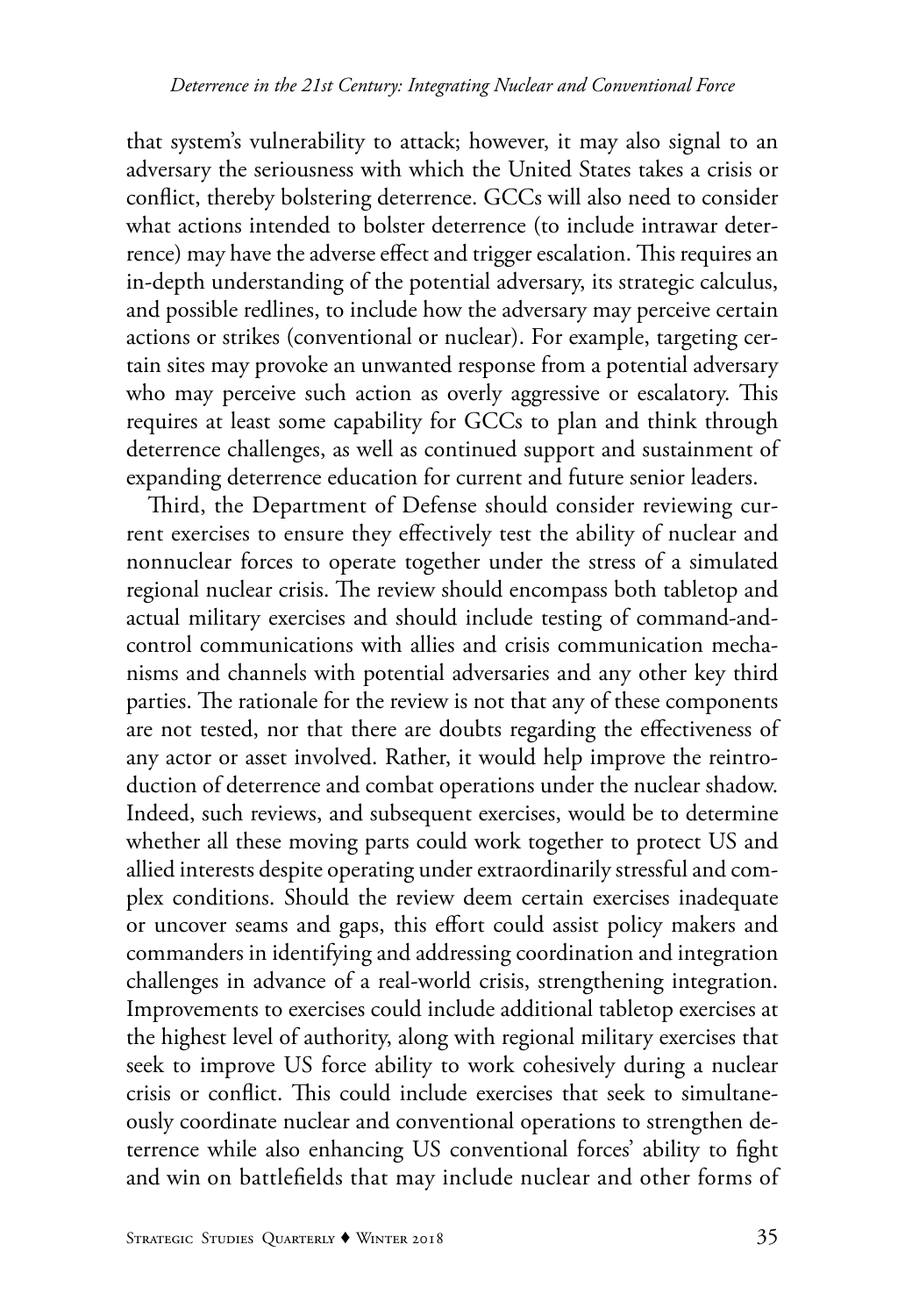that system's vulnerability to attack; however, it may also signal to an adversary the seriousness with which the United States takes a crisis or conflict, thereby bolstering deterrence. GCCs will also need to consider what actions intended to bolster deterrence (to include intrawar deterrence) may have the adverse effect and trigger escalation. This requires an in-depth understanding of the potential adversary, its strategic calculus, and possible redlines, to include how the adversary may perceive certain actions or strikes (conventional or nuclear). For example, targeting certain sites may provoke an unwanted response from a potential adversary who may perceive such action as overly aggressive or escalatory. This requires at least some capability for GCCs to plan and think through deterrence challenges, as well as continued support and sustainment of expanding deterrence education for current and future senior leaders.

Third, the Department of Defense should consider reviewing current exercises to ensure they effectively test the ability of nuclear and nonnuclear forces to operate together under the stress of a simulated regional nuclear crisis. The review should encompass both tabletop and actual military exercises and should include testing of command-and-control communications with allies and crisis communication mechanisms and channels with potential adversaries and any other key third parties. The rationale for the review is not that any of these components are not tested, nor that there are doubts regarding the effectiveness of any actor or asset involved. Rather, it would help improve the reintroduction of deterrence and combat operations under the nuclear shadow. Indeed, such reviews, and subsequent exercises, would be to determine whether all these moving parts could work together to protect US and allied interests despite operating under extraordinarily stressful and complex conditions. Should the review deem certain exercises inadequate or uncover seams and gaps, this effort could assist policy makers and commanders in identifying and addressing coordination and integration challenges in advance of a real-world crisis, strengthening integration. Improvements to exercises could include additional tabletop exercises at the highest level of authority, along with regional military exercises that seek to improve US force ability to work cohesively during a nuclear crisis or conflict. This could include exercises that seek to simultaneously coordinate nuclear and conventional operations to strengthen deterrence while also enhancing US conventional forces' ability to fight and win on battlefields that may include nuclear and other forms of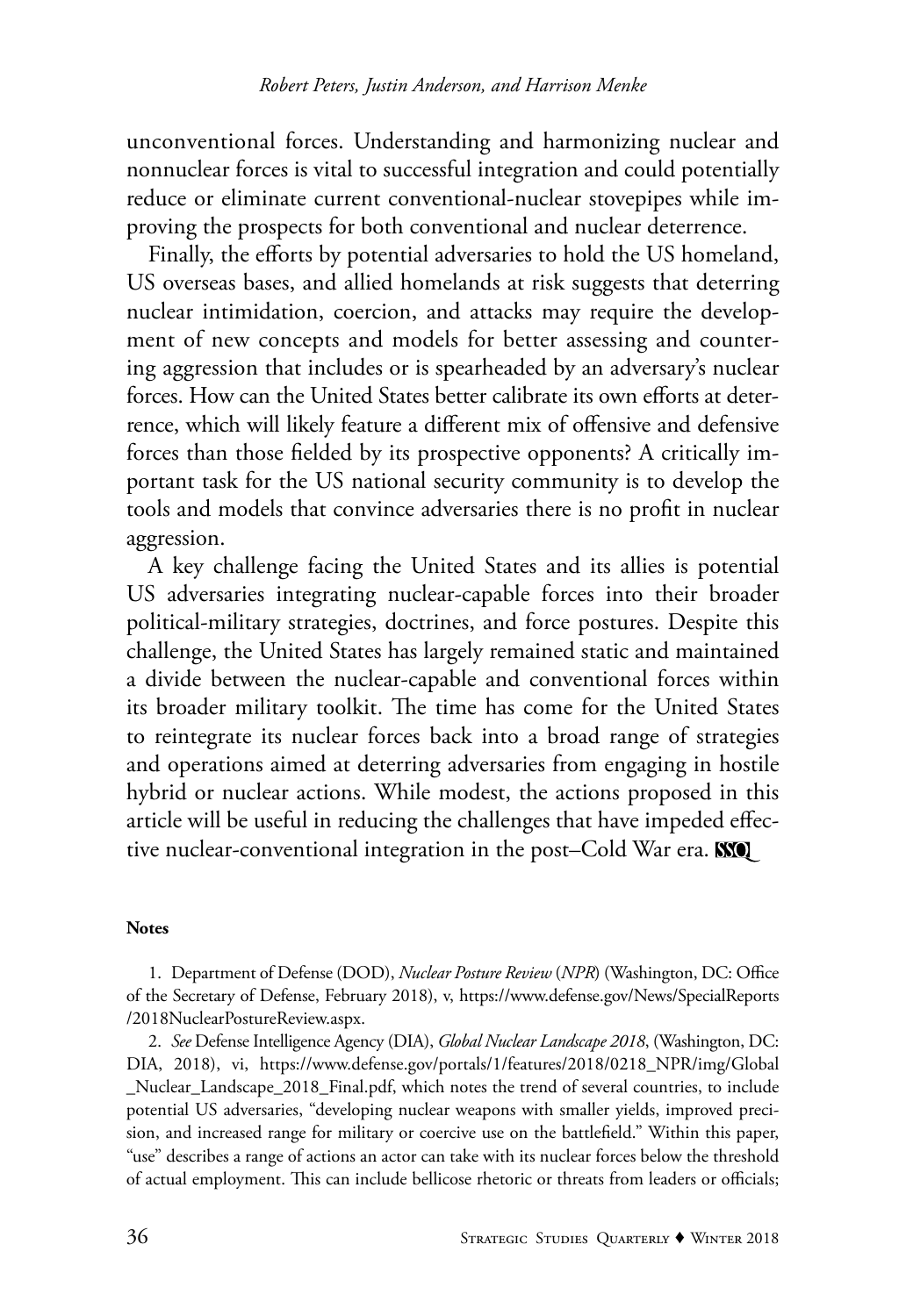unconventional forces. Understanding and harmonizing nuclear and nonnuclear forces is vital to successful integration and could potentially reduce or eliminate current conventional-nuclear stovepipes while improving the prospects for both conventional and nuclear deterrence.

Finally, the efforts by potential adversaries to hold the US homeland, US overseas bases, and allied homelands at risk suggests that deterring nuclear intimidation, coercion, and attacks may require the development of new concepts and models for better assessing and countering aggression that includes or is spearheaded by an adversary's nuclear forces. How can the United States better calibrate its own efforts at deterrence, which will likely feature a different mix of offensive and defensive forces than those fielded by its prospective opponents? A critically important task for the US national security community is to develop the tools and models that convince adversaries there is no profit in nuclear aggression.

A key challenge facing the United States and its allies is potential US adversaries integrating nuclear-capable forces into their broader political-military strategies, doctrines, and force postures. Despite this challenge, the United States has largely remained static and maintained a divide between the nuclear-capable and conventional forces within its broader military toolkit. The time has come for the United States to reintegrate its nuclear forces back into a broad range of strategies and operations aimed at deterring adversaries from engaging in hostile hybrid or nuclear actions. While modest, the actions proposed in this article will be useful in reducing the challenges that have impeded effective nuclear-conventional integration in the post–Cold War era.

**Notes**

1. Department of Defense (DOD), *Nuclear Posture Review* (*NPR*) (Washington, DC: Office of the Secretary of Defense, February 2018), v, https://www.defense.gov/News/SpecialReports/2018NuclearPostureReview.aspx.

2. *See* Defense Intelligence Agency (DIA), *Global Nuclear Landscape 2018*, (Washington, DC: DIA, 2018), vi, https://www.defense.gov/portals/1/features/2018/0218_NPR/img/Global_Nuclear_Landscape_2018_Final.pdf, which notes the trend of several countries, to include potential US adversaries, "developing nuclear weapons with smaller yields, improved precision, and increased range for military or coercive use on the battlefield." Within this paper, "use" describes a range of actions an actor can take with its nuclear forces below the threshold of actual employment. This can include bellicose rhetoric or threats from leaders or officials;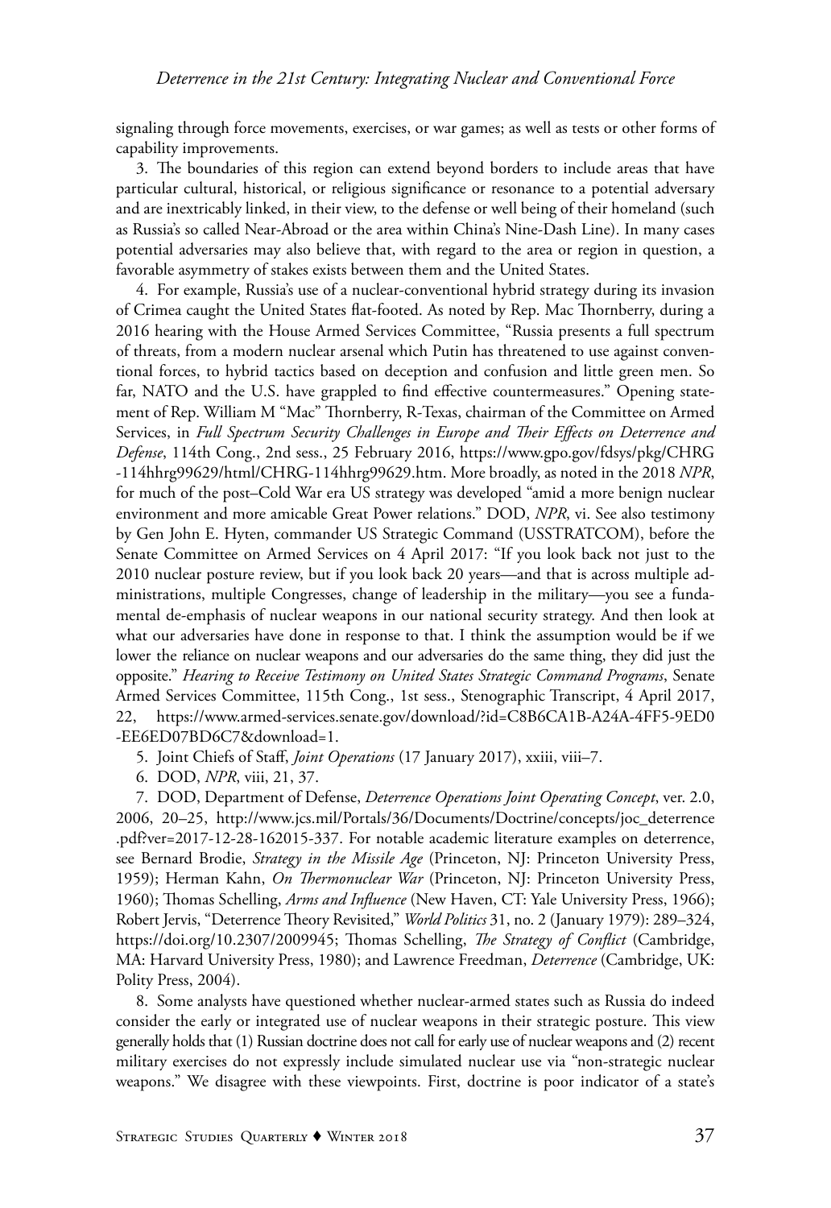signaling through force movements, exercises, or war games; as well as tests or other forms of capability improvements.

3. The boundaries of this region can extend beyond borders to include areas that have particular cultural, historical, or religious significance or resonance to a potential adversary and are inextricably linked, in their view, to the defense or well being of their homeland (such as Russia's so called Near-Abroad or the area within China's Nine-Dash Line). In many cases potential adversaries may also believe that, with regard to the area or region in question, a favorable asymmetry of stakes exists between them and the United States.

4. For example, Russia's use of a nuclear-conventional hybrid strategy during its invasion of Crimea caught the United States flat-footed. As noted by Rep. Mac Thornberry, during a 2016 hearing with the House Armed Services Committee, "Russia presents a full spectrum of threats, from a modern nuclear arsenal which Putin has threatened to use against conventional forces, to hybrid tactics based on deception and confusion and little green men. So far, NATO and the U.S. have grappled to find effective countermeasures." Opening statement of Rep. William M "Mac" Thornberry, R-Texas, chairman of the Committee on Armed Services, in *Full Spectrum Security Challenges in Europe and Their Effects on Deterrence and Defense*, 114th Cong., 2nd sess., 25 February 2016, https://www.gpo.gov/fdsys/pkg/CHRG-114hhrg99629/html/CHRG-114hhrg99629.htm. More broadly, as noted in the 2018 *NPR*, for much of the post–Cold War era US strategy was developed "amid a more benign nuclear environment and more amicable Great Power relations." DOD, *NPR*, vi. See also testimony by Gen John E. Hyten, commander US Strategic Command (USSTRATCOM), before the Senate Committee on Armed Services on 4 April 2017: "If you look back not just to the 2010 nuclear posture review, but if you look back 20 years—and that is across multiple administrations, multiple Congresses, change of leadership in the military—you see a fundamental de-emphasis of nuclear weapons in our national security strategy. And then look at what our adversaries have done in response to that. I think the assumption would be if we lower the reliance on nuclear weapons and our adversaries do the same thing, they did just the opposite." *Hearing to Receive Testimony on United States Strategic Command Programs*, Senate Armed Services Committee, 115th Cong., 1st sess., Stenographic Transcript, 4 April 2017, 22, https://www.armed-services.senate.gov/download/?id=C8B6CA1B-A24A-4FF5-9ED0-EE6ED07BD6C7&download=1.

5. Joint Chiefs of Staff, *Joint Operations* (17 January 2017), xxiii, viii–7.

6. DOD, *NPR*, viii, 21, 37.

7. DOD, Department of Defense, *Deterrence Operations Joint Operating Concept*, ver. 2.0, 2006, 20–25, http://www.jcs.mil/Portals/36/Documents/Doctrine/concepts/joc_deterrence.pdf?ver=2017-12-28-162015-337. For notable academic literature examples on deterrence, see Bernard Brodie, *Strategy in the Missile Age* (Princeton, NJ: Princeton University Press, 1959); Herman Kahn, *On Thermonuclear War* (Princeton, NJ: Princeton University Press, 1960); Thomas Schelling, *Arms and Influence* (New Haven, CT: Yale University Press, 1966); Robert Jervis, "Deterrence Theory Revisited," *World Politics* 31, no. 2 (January 1979): 289–324, https://doi.org/10.2307/2009945; Thomas Schelling, *The Strategy of Conflict* (Cambridge, MA: Harvard University Press, 1980); and Lawrence Freedman, *Deterrence* (Cambridge, UK: Polity Press, 2004).

8. Some analysts have questioned whether nuclear-armed states such as Russia do indeed consider the early or integrated use of nuclear weapons in their strategic posture. This view generally holds that (1) Russian doctrine does not call for early use of nuclear weapons and (2) recent military exercises do not expressly include simulated nuclear use via "non-strategic nuclear weapons." We disagree with these viewpoints. First, doctrine is poor indicator of a state's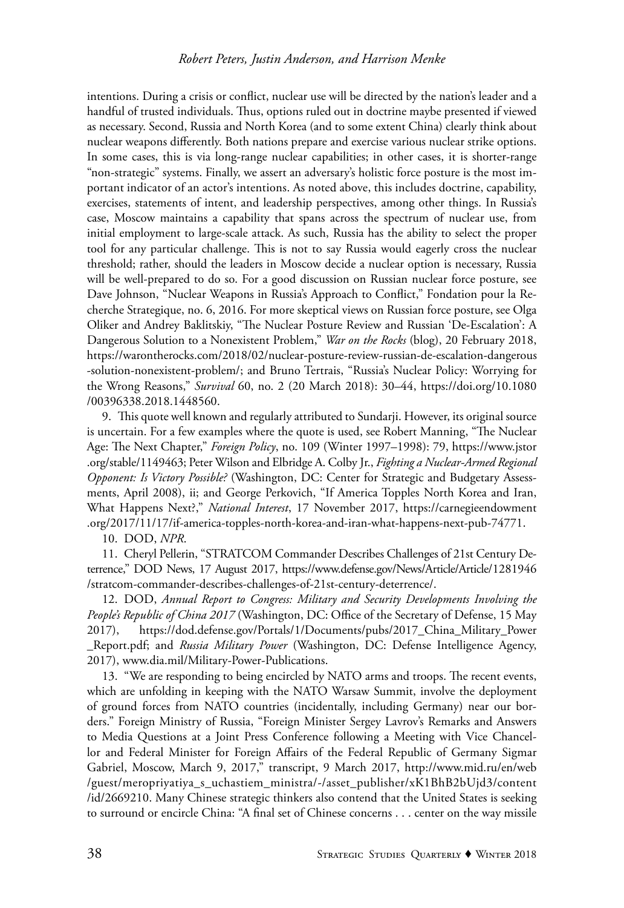intentions. During a crisis or conflict, nuclear use will be directed by the nation's leader and a handful of trusted individuals. Thus, options ruled out in doctrine maybe presented if viewed as necessary. Second, Russia and North Korea (and to some extent China) clearly think about nuclear weapons differently. Both nations prepare and exercise various nuclear strike options. In some cases, this is via long-range nuclear capabilities; in other cases, it is shorter-range "non-strategic" systems. Finally, we assert an adversary's holistic force posture is the most important indicator of an actor's intentions. As noted above, this includes doctrine, capability, exercises, statements of intent, and leadership perspectives, among other things. In Russia's case, Moscow maintains a capability that spans across the spectrum of nuclear use, from initial employment to large-scale attack. As such, Russia has the ability to select the proper tool for any particular challenge. This is not to say Russia would eagerly cross the nuclear threshold; rather, should the leaders in Moscow decide a nuclear option is necessary, Russia will be well-prepared to do so. For a good discussion on Russian nuclear force posture, see Dave Johnson, "Nuclear Weapons in Russia's Approach to Conflict," Fondation pour la Recherche Strategique, no. 6, 2016. For more skeptical views on Russian force posture, see Olga Oliker and Andrey Baklitskiy, "The Nuclear Posture Review and Russian 'De-Escalation': A Dangerous Solution to a Nonexistent Problem," *War on the Rocks* (blog), 20 February 2018, https://warontherocks.com/2018/02/nuclear-posture-review-russian-de-escalation-dangerous-solution-nonexistent-problem/; and Bruno Tertrais, "Russia's Nuclear Policy: Worrying for the Wrong Reasons," *Survival* 60, no. 2 (20 March 2018): 30–44, https://doi.org/10.1080/00396338.2018.1448560.

9. This quote well known and regularly attributed to Sundarji. However, its original source is uncertain. For a few examples where the quote is used, see Robert Manning, "The Nuclear Age: The Next Chapter," *Foreign Policy*, no. 109 (Winter 1997–1998): 79, https://www.jstor.org/stable/1149463; Peter Wilson and Elbridge A. Colby Jr., *Fighting a Nuclear-Armed Regional Opponent: Is Victory Possible?* (Washington, DC: Center for Strategic and Budgetary Assessments, April 2008), ii; and George Perkovich, "If America Topples North Korea and Iran, What Happens Next?," *National Interest*, 17 November 2017, https://carnegieendowment.org/2017/11/17/if-america-topples-north-korea-and-iran-what-happens-next-pub-74771.

10. DOD, *NPR*.

11. Cheryl Pellerin, "STRATCOM Commander Describes Challenges of 21st Century Deterrence," DOD News, 17 August 2017, https://www.defense.gov/News/Article/Article/1281946/stratcom-commander-describes-challenges-of-21st-century-deterrence/.

12. DOD, *Annual Report to Congress: Military and Security Developments Involving the People's Republic of China 2017* (Washington, DC: Office of the Secretary of Defense, 15 May 2017), https://dod.defense.gov/Portals/1/Documents/pubs/2017_China_Military_Power_Report.pdf; and *Russia Military Power* (Washington, DC: Defense Intelligence Agency, 2017), www.dia.mil/Military-Power-Publications.

13. "We are responding to being encircled by NATO arms and troops. The recent events, which are unfolding in keeping with the NATO Warsaw Summit, involve the deployment of ground forces from NATO countries (incidentally, including Germany) near our borders." Foreign Ministry of Russia, "Foreign Minister Sergey Lavrov's Remarks and Answers to Media Questions at a Joint Press Conference following a Meeting with Vice Chancellor and Federal Minister for Foreign Affairs of the Federal Republic of Germany Sigmar Gabriel, Moscow, March 9, 2017," transcript, 9 March 2017, http://www.mid.ru/en/web/guest/meropriyatiya_s_uchastiem_ministra/-/asset_publisher/xK1BhB2bUjd3/content/id/2669210. Many Chinese strategic thinkers also contend that the United States is seeking to surround or encircle China: "A final set of Chinese concerns . . . center on the way missile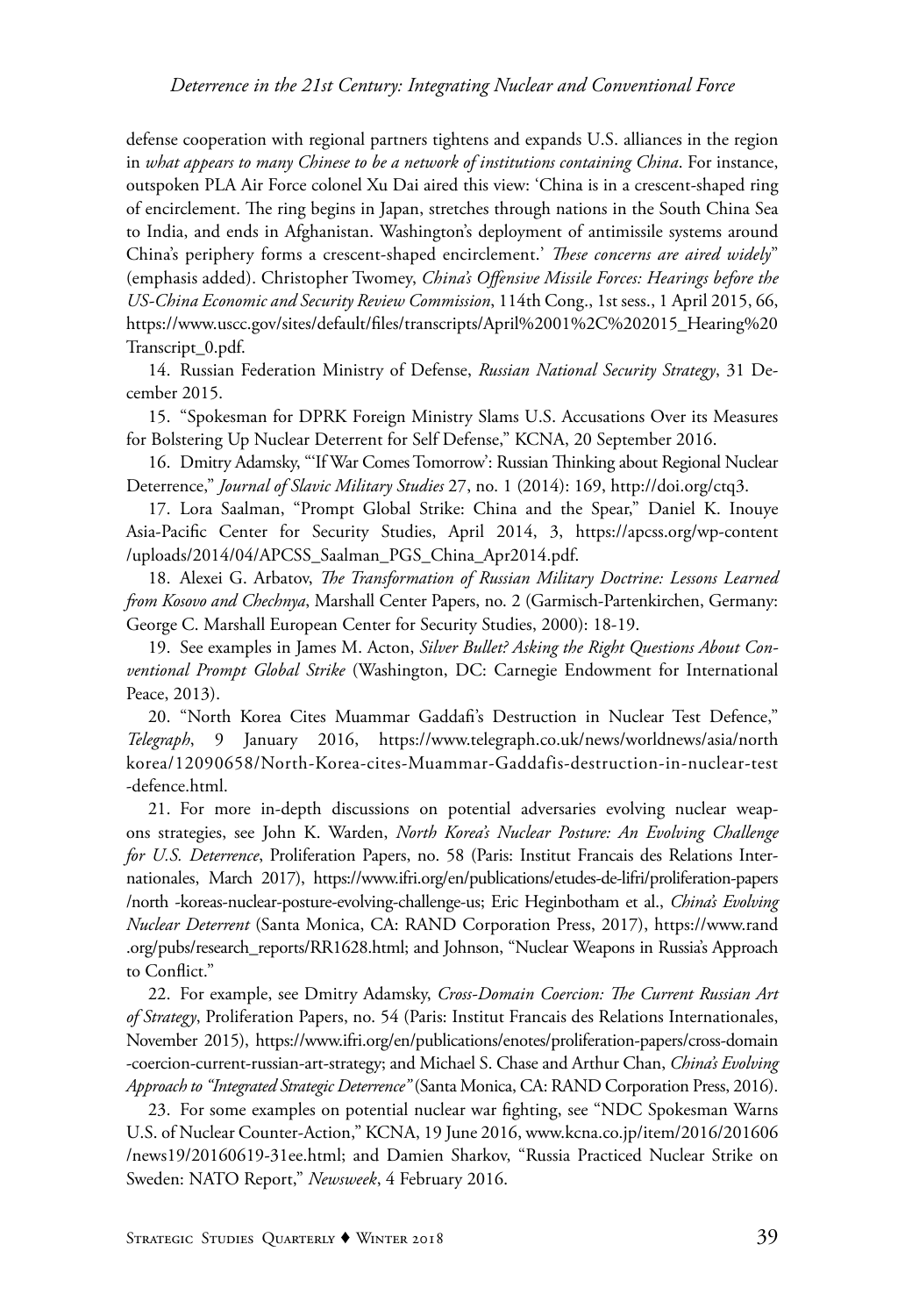defense cooperation with regional partners tightens and expands U.S. alliances in the region in *what appears to many Chinese to be a network of institutions containing China*. For instance, outspoken PLA Air Force colonel Xu Dai aired this view: 'China is in a crescent-shaped ring of encirclement. The ring begins in Japan, stretches through nations in the South China Sea to India, and ends in Afghanistan. Washington's deployment of antimissile systems around China's periphery forms a crescent-shaped encirclement.' *These concerns are aired widely*" (emphasis added). Christopher Twomey, *China's Offensive Missile Forces: Hearings before the US-China Economic and Security Review Commission*, 114th Cong., 1st sess., 1 April 2015, 66, https://www.uscc.gov/sites/default/files/transcripts/April%2001%2C%202015_Hearing%20Transcript_0.pdf.

14. Russian Federation Ministry of Defense, *Russian National Security Strategy*, 31 December 2015.

15. "Spokesman for DPRK Foreign Ministry Slams U.S. Accusations Over its Measures for Bolstering Up Nuclear Deterrent for Self Defense," KCNA, 20 September 2016.

16. Dmitry Adamsky, "'If War Comes Tomorrow': Russian Thinking about Regional Nuclear Deterrence," *Journal of Slavic Military Studies* 27, no. 1 (2014): 169, http://doi.org/ctq3.

17. Lora Saalman, "Prompt Global Strike: China and the Spear," Daniel K. Inouye Asia-Pacific Center for Security Studies, April 2014, 3, https://apcss.org/wp-content/uploads/2014/04/APCSS_Saalman_PGS_China_Apr2014.pdf.

18. Alexei G. Arbatov, *The Transformation of Russian Military Doctrine: Lessons Learned from Kosovo and Chechnya*, Marshall Center Papers, no. 2 (Garmisch-Partenkirchen, Germany: George C. Marshall European Center for Security Studies, 2000): 18-19.

19. See examples in James M. Acton, *Silver Bullet? Asking the Right Questions About Conventional Prompt Global Strike* (Washington, DC: Carnegie Endowment for International Peace, 2013).

20. "North Korea Cites Muammar Gaddafi's Destruction in Nuclear Test Defence," *Telegraph*, 9 January 2016, https://www.telegraph.co.uk/news/worldnews/asia/northkorea/12090658/North-Korea-cites-Muammar-Gaddafis-destruction-in-nuclear-test-defence.html.

21. For more in-depth discussions on potential adversaries evolving nuclear weapons strategies, see John K. Warden, *North Korea's Nuclear Posture: An Evolving Challenge for U.S. Deterrence*, Proliferation Papers, no. 58 (Paris: Institut Francais des Relations Internationales, March 2017), https://www.ifri.org/en/publications/etudes-de-lifri/proliferation-papers/north-koreas-nuclear-posture-evolving-challenge-us; Eric Heginbotham et al., *China's Evolving Nuclear Deterrent* (Santa Monica, CA: RAND Corporation Press, 2017), https://www.rand.org/pubs/research_reports/RR1628.html; and Johnson, "Nuclear Weapons in Russia's Approach to Conflict."

22. For example, see Dmitry Adamsky, *Cross-Domain Coercion: The Current Russian Art of Strategy*, Proliferation Papers, no. 54 (Paris: Institut Francais des Relations Internationales, November 2015), https://www.ifri.org/en/publications/enotes/proliferation-papers/cross-domain-coercion-current-russian-art-strategy; and Michael S. Chase and Arthur Chan, *China's Evolving Approach to "Integrated Strategic Deterrence"* (Santa Monica, CA: RAND Corporation Press, 2016).

23. For some examples on potential nuclear war fighting, see "NDC Spokesman Warns U.S. of Nuclear Counter-Action," KCNA, 19 June 2016, www.kcna.co.jp/item/2016/201606/news19/20160619-31ee.html; and Damien Sharkov, "Russia Practiced Nuclear Strike on Sweden: NATO Report," *Newsweek*, 4 February 2016.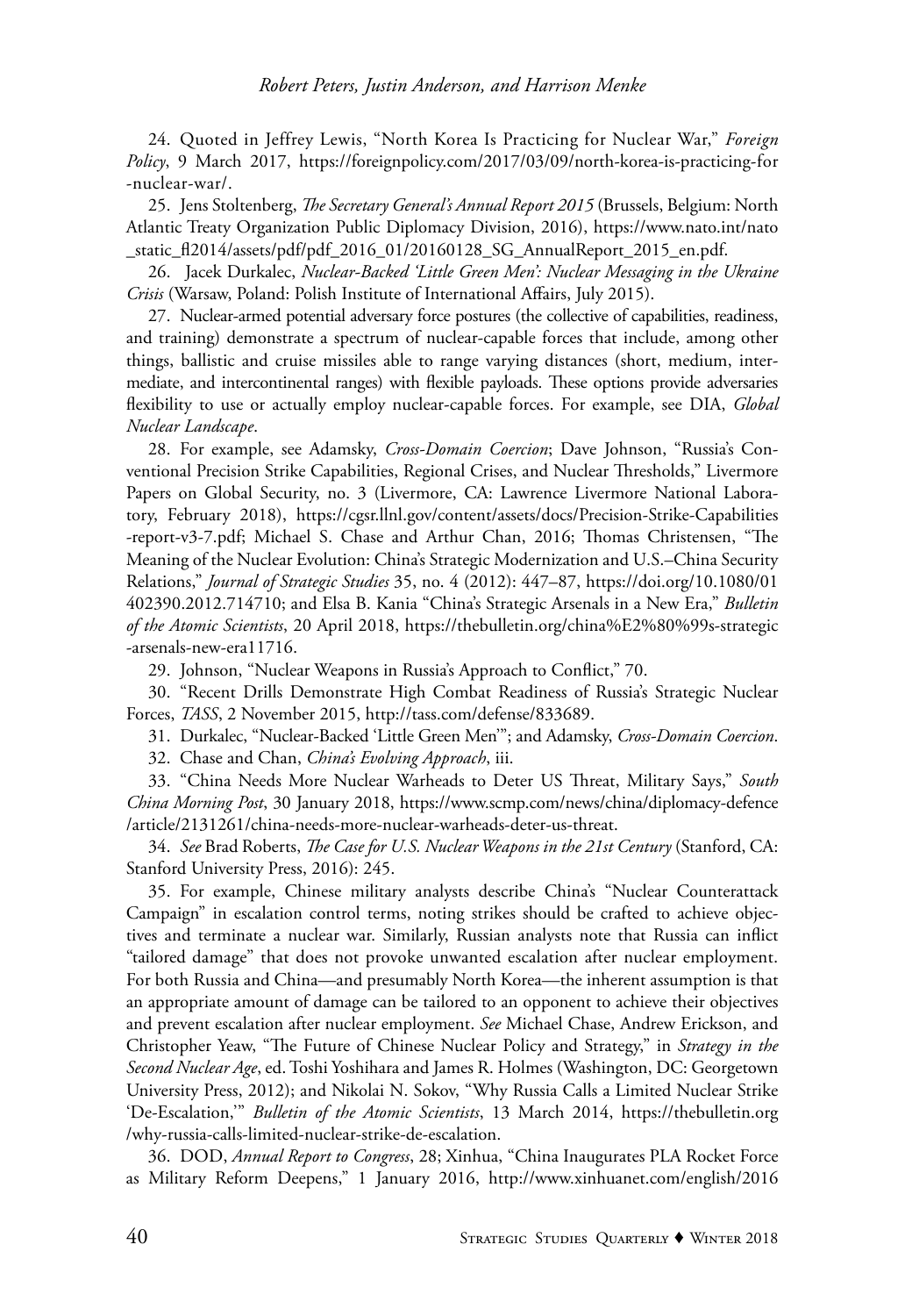24. Quoted in Jeffrey Lewis, "North Korea Is Practicing for Nuclear War," *Foreign Policy*, 9 March 2017, https://foreignpolicy.com/2017/03/09/north-korea-is-practicing-for-nuclear-war/.

25. Jens Stoltenberg, *The Secretary General's Annual Report 2015* (Brussels, Belgium: North Atlantic Treaty Organization Public Diplomacy Division, 2016), https://www.nato.int/nato_static_fl2014/assets/pdf/pdf_2016_01/20160128_SG_AnnualReport_2015_en.pdf.

26. Jacek Durkalec, *Nuclear-Backed 'Little Green Men': Nuclear Messaging in the Ukraine Crisis* (Warsaw, Poland: Polish Institute of International Affairs, July 2015).

27. Nuclear-armed potential adversary force postures (the collective of capabilities, readiness, and training) demonstrate a spectrum of nuclear-capable forces that include, among other things, ballistic and cruise missiles able to range varying distances (short, medium, intermediate, and intercontinental ranges) with flexible payloads. These options provide adversaries flexibility to use or actually employ nuclear-capable forces. For example, see DIA, *Global Nuclear Landscape*.

28. For example, see Adamsky, *Cross-Domain Coercion*; Dave Johnson, "Russia's Conventional Precision Strike Capabilities, Regional Crises, and Nuclear Thresholds," Livermore Papers on Global Security, no. 3 (Livermore, CA: Lawrence Livermore National Laboratory, February 2018), https://cgsr.llnl.gov/content/assets/docs/Precision-Strike-Capabilities-report-v3-7.pdf; Michael S. Chase and Arthur Chan, 2016; Thomas Christensen, "The Meaning of the Nuclear Evolution: China's Strategic Modernization and U.S.–China Security Relations," *Journal of Strategic Studies* 35, no. 4 (2012): 447–87, https://doi.org/10.1080/01402390.2012.714710; and Elsa B. Kania "China's Strategic Arsenals in a New Era," *Bulletin of the Atomic Scientists*, 20 April 2018, https://thebulletin.org/china%E2%80%99s-strategic-arsenals-new-era11716.

29. Johnson, "Nuclear Weapons in Russia's Approach to Conflict," 70.

30. "Recent Drills Demonstrate High Combat Readiness of Russia's Strategic Nuclear Forces, *TASS*, 2 November 2015, http://tass.com/defense/833689.

31. Durkalec, "Nuclear-Backed 'Little Green Men'"; and Adamsky, *Cross-Domain Coercion*.

32. Chase and Chan, *China's Evolving Approach*, iii.

33. "China Needs More Nuclear Warheads to Deter US Threat, Military Says," *South China Morning Post*, 30 January 2018, https://www.scmp.com/news/china/diplomacy-defence/article/2131261/china-needs-more-nuclear-warheads-deter-us-threat.

34. *See* Brad Roberts, *The Case for U.S. Nuclear Weapons in the 21st Century* (Stanford, CA: Stanford University Press, 2016): 245.

35. For example, Chinese military analysts describe China's "Nuclear Counterattack Campaign" in escalation control terms, noting strikes should be crafted to achieve objectives and terminate a nuclear war. Similarly, Russian analysts note that Russia can inflict "tailored damage" that does not provoke unwanted escalation after nuclear employment. For both Russia and China—and presumably North Korea—the inherent assumption is that an appropriate amount of damage can be tailored to an opponent to achieve their objectives and prevent escalation after nuclear employment. *See* Michael Chase, Andrew Erickson, and Christopher Yeaw, "The Future of Chinese Nuclear Policy and Strategy," in *Strategy in the Second Nuclear Age*, ed. Toshi Yoshihara and James R. Holmes (Washington, DC: Georgetown University Press, 2012); and Nikolai N. Sokov, "Why Russia Calls a Limited Nuclear Strike 'De-Escalation,'" *Bulletin of the Atomic Scientists*, 13 March 2014, https://thebulletin.org/why-russia-calls-limited-nuclear-strike-de-escalation.

36. DOD, *Annual Report to Congress*, 28; Xinhua, "China Inaugurates PLA Rocket Force as Military Reform Deepens," 1 January 2016, http://www.xinhuanet.com/english/2016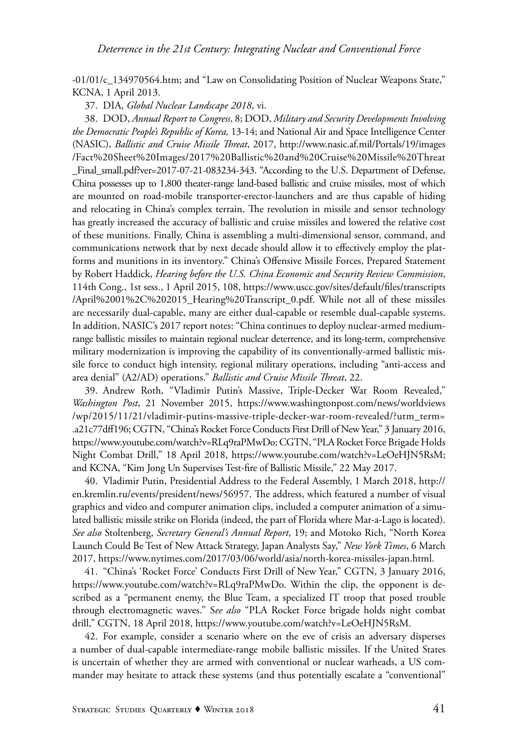-01/01/c_134970564.htm; and "Law on Consolidating Position of Nuclear Weapons State," KCNA, 1 April 2013.

37. DIA, *Global Nuclear Landscape 2018*, vi.

38. DOD, *Annual Report to Congress*, 8; DOD, *Military and Security Developments Involving the Democratic People's Republic of Korea,* 13-14; and National Air and Space Intelligence Center (NASIC), *Ballistic and Cruise Missile Threat*, 2017, http://www.nasic.af.mil/Portals/19/images/Fact%20Sheet%20Images/2017%20Ballistic%20and%20Cruise%20Missile%20Threat_Final_small.pdf?ver=2017-07-21-083234-343. "According to the U.S. Department of Defense, China possesses up to 1,800 theater-range land-based ballistic and cruise missiles, most of which are mounted on road-mobile transporter-erector-launchers and are thus capable of hiding and relocating in China's complex terrain. The revolution in missile and sensor technology has greatly increased the accuracy of ballistic and cruise missiles and lowered the relative cost of these munitions. Finally, China is assembling a multi-dimensional sensor, command, and communications network that by next decade should allow it to effectively employ the platforms and munitions in its inventory." China's Offensive Missile Forces, Prepared Statement by Robert Haddick, *Hearing before the U.S. China Economic and Security Review Commission*, 114th Cong., 1st sess., 1 April 2015, 108, https://www.uscc.gov/sites/default/files/transcripts/April%2001%2C%202015_Hearing%20Transcript_0.pdf. While not all of these missiles are necessarily dual-capable, many are either dual-capable or resemble dual-capable systems. In addition, NASIC's 2017 report notes: "China continues to deploy nuclear-armed medium-range ballistic missiles to maintain regional nuclear deterrence, and its long-term, comprehensive military modernization is improving the capability of its conventionally-armed ballistic missile force to conduct high intensity, regional military operations, including "anti-access and area denial" (A2/AD) operations." *Ballistic and Cruise Missile Threat*, 22.

39. Andrew Roth, "Vladimir Putin's Massive, Triple-Decker War Room Revealed," *Washington Post*, 21 November 2015, https://www.washingtonpost.com/news/worldviews/wp/2015/11/21/vladimir-putins-massive-triple-decker-war-room-revealed/?utm_term=.a21c77dff196; CGTN, "China's Rocket Force Conducts First Drill of New Year," 3 January 2016, https://www.youtube.com/watch?v=RLq9raPMwDo; CGTN, "PLA Rocket Force Brigade Holds Night Combat Drill," 18 April 2018, https://www.youtube.com/watch?v=LeOeHJN5RsM; and KCNA, "Kim Jong Un Supervises Test-fire of Ballistic Missile," 22 May 2017.

40. Vladimir Putin, Presidential Address to the Federal Assembly, 1 March 2018, http://en.kremlin.ru/events/president/news/56957. The address, which featured a number of visual graphics and video and computer animation clips, included a computer animation of a simulated ballistic missile strike on Florida (indeed, the part of Florida where Mar-a-Lago is located). *See also* Stoltenberg, *Secretary General's Annual Report*, 19; and Motoko Rich, "North Korea Launch Could Be Test of New Attack Strategy, Japan Analysts Say," *New York Times*, 6 March 2017, https://www.nytimes.com/2017/03/06/world/asia/north-korea-missiles-japan.html.

41. "China's 'Rocket Force' Conducts First Drill of New Year," CGTN, 3 January 2016, https://www.youtube.com/watch?v=RLq9raPMwDo. Within the clip, the opponent is described as a "permanent enemy, the Blue Team, a specialized IT troop that posed trouble through electromagnetic waves." *See also* "PLA Rocket Force brigade holds night combat drill," CGTN, 18 April 2018, https://www.youtube.com/watch?v=LeOeHJN5RsM.

42. For example, consider a scenario where on the eve of crisis an adversary disperses a number of dual-capable intermediate-range mobile ballistic missiles. If the United States is uncertain of whether they are armed with conventional or nuclear warheads, a US commander may hesitate to attack these systems (and thus potentially escalate a "conventional"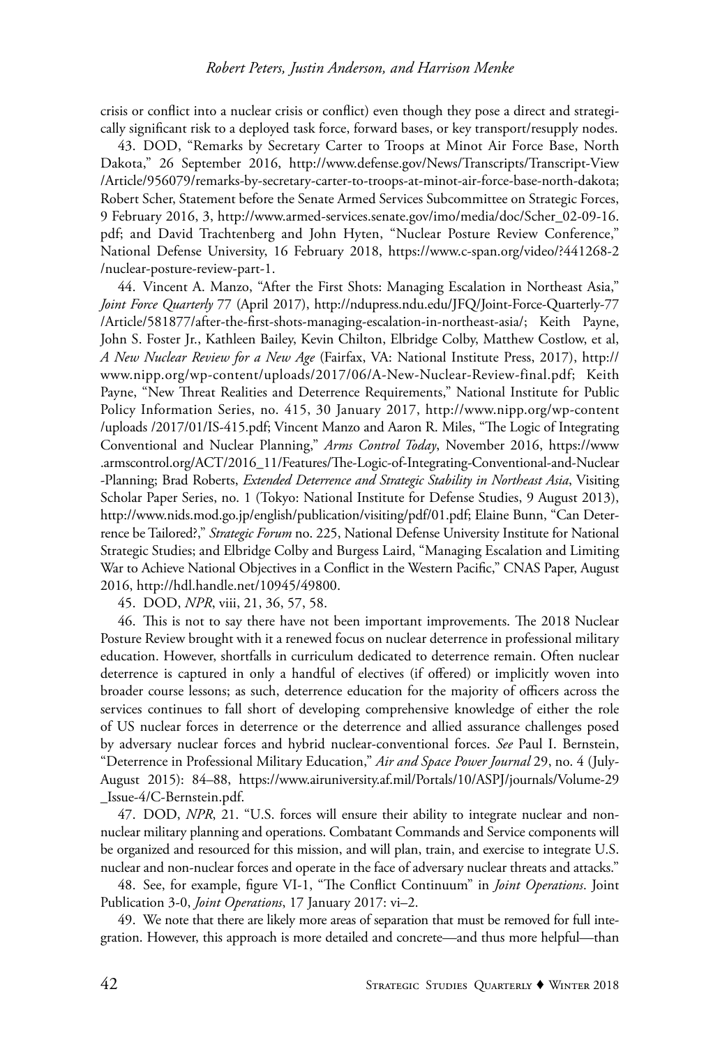crisis or conflict into a nuclear crisis or conflict) even though they pose a direct and strategically significant risk to a deployed task force, forward bases, or key transport/resupply nodes.

43. DOD, "Remarks by Secretary Carter to Troops at Minot Air Force Base, North Dakota," 26 September 2016, http://www.defense.gov/News/Transcripts/Transcript-View/Article/956079/remarks-by-secretary-carter-to-troops-at-minot-air-force-base-north-dakota; Robert Scher, Statement before the Senate Armed Services Subcommittee on Strategic Forces, 9 February 2016, 3, http://www.armed-services.senate.gov/imo/media/doc/Scher_02-09-16.pdf; and David Trachtenberg and John Hyten, "Nuclear Posture Review Conference," National Defense University, 16 February 2018, https://www.c-span.org/video/?441268-2/nuclear-posture-review-part-1.

44. Vincent A. Manzo, "After the First Shots: Managing Escalation in Northeast Asia," *Joint Force Quarterly* 77 (April 2017), http://ndupress.ndu.edu/JFQ/Joint-Force-Quarterly-77/Article/581877/after-the-first-shots-managing-escalation-in-northeast-asia/; Keith Payne, John S. Foster Jr., Kathleen Bailey, Kevin Chilton, Elbridge Colby, Matthew Costlow, et al, *A New Nuclear Review for a New Age* (Fairfax, VA: National Institute Press, 2017), http://www.nipp.org/wp-content/uploads/2017/06/A-New-Nuclear-Review-final.pdf; Keith Payne, "New Threat Realities and Deterrence Requirements," National Institute for Public Policy Information Series, no. 415, 30 January 2017, http://www.nipp.org/wp-content/uploads /2017/01/IS-415.pdf; Vincent Manzo and Aaron R. Miles, "The Logic of Integrating Conventional and Nuclear Planning," *Arms Control Today*, November 2016, https://www.armscontrol.org/ACT/2016_11/Features/The-Logic-of-Integrating-Conventional-and-Nuclear-Planning; Brad Roberts, *Extended Deterrence and Strategic Stability in Northeast Asia*, Visiting Scholar Paper Series, no. 1 (Tokyo: National Institute for Defense Studies, 9 August 2013), http://www.nids.mod.go.jp/english/publication/visiting/pdf/01.pdf; Elaine Bunn, "Can Deterrence be Tailored?," *Strategic Forum* no. 225, National Defense University Institute for National Strategic Studies; and Elbridge Colby and Burgess Laird, "Managing Escalation and Limiting War to Achieve National Objectives in a Conflict in the Western Pacific," CNAS Paper, August 2016, http://hdl.handle.net/10945/49800.

45. DOD, *NPR*, viii, 21, 36, 57, 58.

46. This is not to say there have not been important improvements. The 2018 Nuclear Posture Review brought with it a renewed focus on nuclear deterrence in professional military education. However, shortfalls in curriculum dedicated to deterrence remain. Often nuclear deterrence is captured in only a handful of electives (if offered) or implicitly woven into broader course lessons; as such, deterrence education for the majority of officers across the services continues to fall short of developing comprehensive knowledge of either the role of US nuclear forces in deterrence or the deterrence and allied assurance challenges posed by adversary nuclear forces and hybrid nuclear-conventional forces. *See* Paul I. Bernstein, "Deterrence in Professional Military Education," *Air and Space Power Journal* 29, no. 4 (July-August 2015): 84–88, https://www.airuniversity.af.mil/Portals/10/ASPJ/journals/Volume-29_Issue-4/C-Bernstein.pdf.

47. DOD, *NPR*, 21. "U.S. forces will ensure their ability to integrate nuclear and non-nuclear military planning and operations. Combatant Commands and Service components will be organized and resourced for this mission, and will plan, train, and exercise to integrate U.S. nuclear and non-nuclear forces and operate in the face of adversary nuclear threats and attacks."

48. See, for example, figure VI-1, "The Conflict Continuum" in *Joint Operations*. Joint Publication 3-0, *Joint Operations*, 17 January 2017: vi–2.

49. We note that there are likely more areas of separation that must be removed for full integration. However, this approach is more detailed and concrete—and thus more helpful—than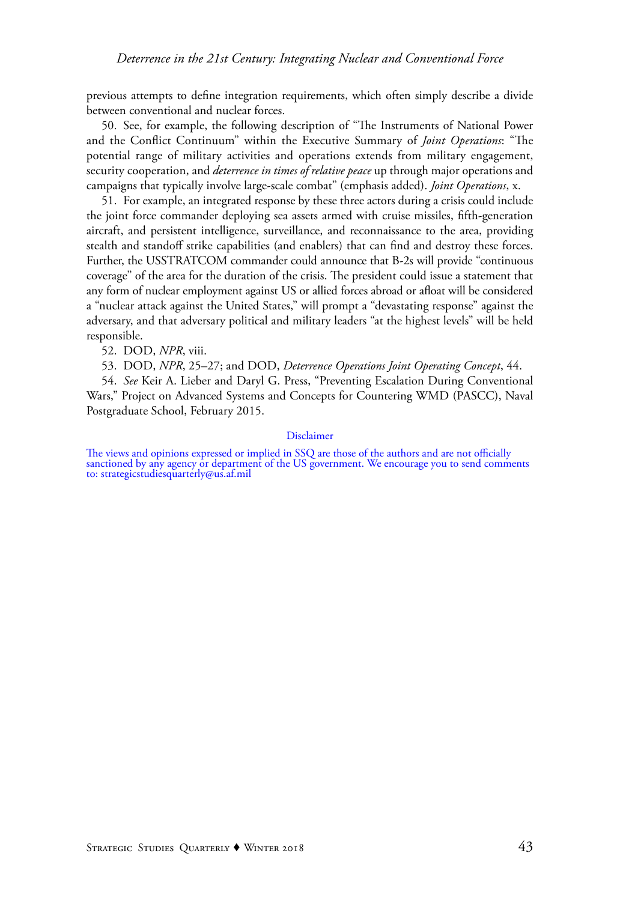previous attempts to define integration requirements, which often simply describe a divide between conventional and nuclear forces.

50. See, for example, the following description of "The Instruments of National Power and the Conflict Continuum" within the Executive Summary of *Joint Operations*: "The potential range of military activities and operations extends from military engagement, security cooperation, and *deterrence in times of relative peace* up through major operations and campaigns that typically involve large-scale combat" (emphasis added). *Joint Operations*, x.

51. For example, an integrated response by these three actors during a crisis could include the joint force commander deploying sea assets armed with cruise missiles, fifth-generation aircraft, and persistent intelligence, surveillance, and reconnaissance to the area, providing stealth and standoff strike capabilities (and enablers) that can find and destroy these forces. Further, the USSTRATCOM commander could announce that B-2s will provide "continuous coverage" of the area for the duration of the crisis. The president could issue a statement that any form of nuclear employment against US or allied forces abroad or afloat will be considered a "nuclear attack against the United States," will prompt a "devastating response" against the adversary, and that adversary political and military leaders "at the highest levels" will be held responsible.

52. DOD, *NPR*, viii.

53. DOD, *NPR*, 25–27; and DOD, *Deterrence Operations Joint Operating Concept*, 44.

54. *See* Keir A. Lieber and Daryl G. Press, "Preventing Escalation During Conventional Wars," Project on Advanced Systems and Concepts for Countering WMD (PASCC), Naval Postgraduate School, February 2015.

Disclaimer

The views and opinions expressed or implied in SSQ are those of the authors and are not officially sanctioned by any agency or department of the US government. We encourage you to send comments to: strategicstudiesquarterly@us.af.mil